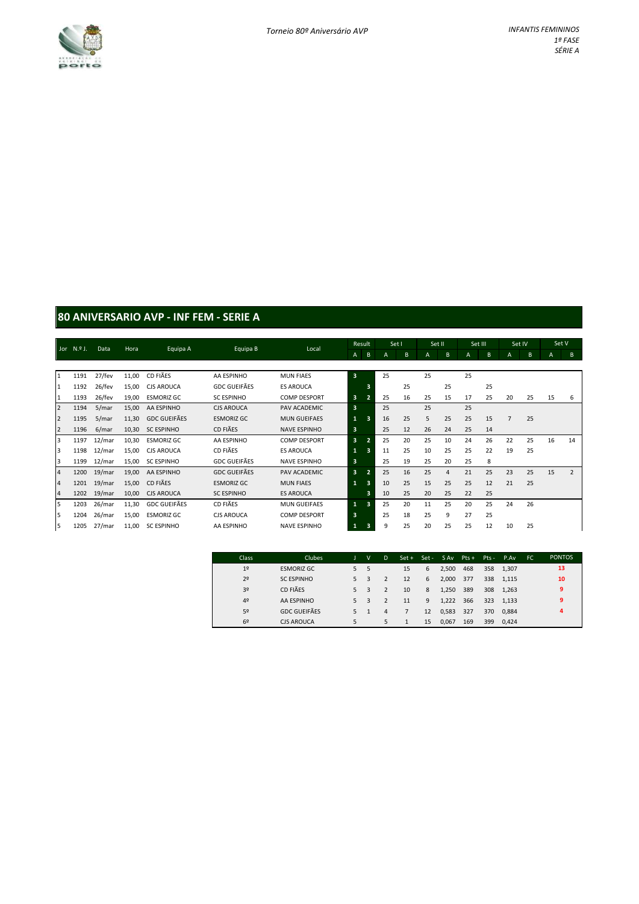*Torneio 80º Aniversário AVP*

*INFANTIS FEMININOS*
*1º FASE*
*SÉRIE A*

## 80 ANIVERSARIO AVP - INF FEM - SERIE A

| Jor | N.º J. | Data | Hora | Equipa A | Equipa B | Local | Result | | Set I | | Set II | | Set III | | Set IV | | Set V | |
|---|---|---|---|---|---|---|---|---|---|---|---|---|---|---|---|---|---|---|
| | | | | | | | A | B | A | B | A | B | A | B | A | B | A | B |
| 1 | 1191 | 27/fev | 11,00 | CD FIÃES | AA ESPINHO | MUN FIAES | 3 | | 25 | | 25 | | 25 | | | | | |
| 1 | 1192 | 26/fev | 15,00 | CJS AROUCA | GDC GUEIFÃES | ES AROUCA | | 3 | | 25 | | 25 | | 25 | | | | |
| 1 | 1193 | 26/fev | 19,00 | ESMORIZ GC | SC ESPINHO | COMP DESPORT | 3 | 2 | 25 | 16 | 25 | 15 | 17 | 25 | 20 | 25 | 15 | 6 |
| 2 | 1194 | 5/mar | 15,00 | AA ESPINHO | CJS AROUCA | PAV ACADEMIC | 3 | | 25 | | 25 | | 25 | | | | | |
| 2 | 1195 | 5/mar | 11,30 | GDC GUEIFÃES | ESMORIZ GC | MUN GUEIFAES | 1 | 3 | 16 | 25 | 5 | 25 | 25 | 15 | 7 | 25 | | |
| 2 | 1196 | 6/mar | 10,30 | SC ESPINHO | CD FIÃES | NAVE ESPINHO | 3 | | 25 | 12 | 26 | 24 | 25 | 14 | | | | |
| 3 | 1197 | 12/mar | 10,30 | ESMORIZ GC | AA ESPINHO | COMP DESPORT | 3 | 2 | 25 | 20 | 25 | 10 | 24 | 26 | 22 | 25 | 16 | 14 |
| 3 | 1198 | 12/mar | 15,00 | CJS AROUCA | CD FIÃES | ES AROUCA | 1 | 3 | 11 | 25 | 10 | 25 | 25 | 22 | 19 | 25 | | |
| 3 | 1199 | 12/mar | 15,00 | SC ESPINHO | GDC GUEIFÃES | NAVE ESPINHO | 3 | | 25 | 19 | 25 | 20 | 25 | 8 | | | | |
| 4 | 1200 | 19/mar | 19,00 | AA ESPINHO | GDC GUEIFÃES | PAV ACADEMIC | 3 | 2 | 25 | 16 | 25 | 4 | 21 | 25 | 23 | 25 | 15 | 2 |
| 4 | 1201 | 19/mar | 15,00 | CD FIÃES | ESMORIZ GC | MUN FIAES | 1 | 3 | 10 | 25 | 15 | 25 | 25 | 12 | 21 | 25 | | |
| 4 | 1202 | 19/mar | 10,00 | CJS AROUCA | SC ESPINHO | ES AROUCA | | 3 | 10 | 25 | 20 | 25 | 22 | 25 | | | | |
| 5 | 1203 | 26/mar | 11,30 | GDC GUEIFÃES | CD FIÃES | MUN GUEIFAES | 1 | 3 | 25 | 20 | 11 | 25 | 20 | 25 | 24 | 26 | | |
| 5 | 1204 | 26/mar | 15,00 | ESMORIZ GC | CJS AROUCA | COMP DESPORT | 3 | | 25 | 18 | 25 | 9 | 27 | 25 | | | | |
| 5 | 1205 | 27/mar | 11,00 | SC ESPINHO | AA ESPINHO | NAVE ESPINHO | 1 | 3 | 9 | 25 | 20 | 25 | 25 | 12 | 10 | 25 | | |

| Class | Clubes | J | V | D | Set + | Set - | S Av | Pts + | Pts - | P.Av | FC | PONTOS |
|---|---|---|---|---|---|---|---|---|---|---|---|---|
| 1º | ESMORIZ GC | 5 | 5 | | 15 | 6 | 2,500 | 468 | 358 | 1,307 | | 13 |
| 2º | SC ESPINHO | 5 | 3 | 2 | 12 | 6 | 2,000 | 377 | 338 | 1,115 | | 10 |
| 3º | CD FIÃES | 5 | 3 | 2 | 10 | 8 | 1,250 | 389 | 308 | 1,263 | | 9 |
| 4º | AA ESPINHO | 5 | 3 | 2 | 11 | 9 | 1,222 | 366 | 323 | 1,133 | | 9 |
| 5º | GDC GUEIFÃES | 5 | 1 | 4 | 7 | 12 | 0,583 | 327 | 370 | 0,884 | | 4 |
| 6º | CJS AROUCA | 5 | | 5 | 1 | 15 | 0,067 | 169 | 399 | 0,424 | | |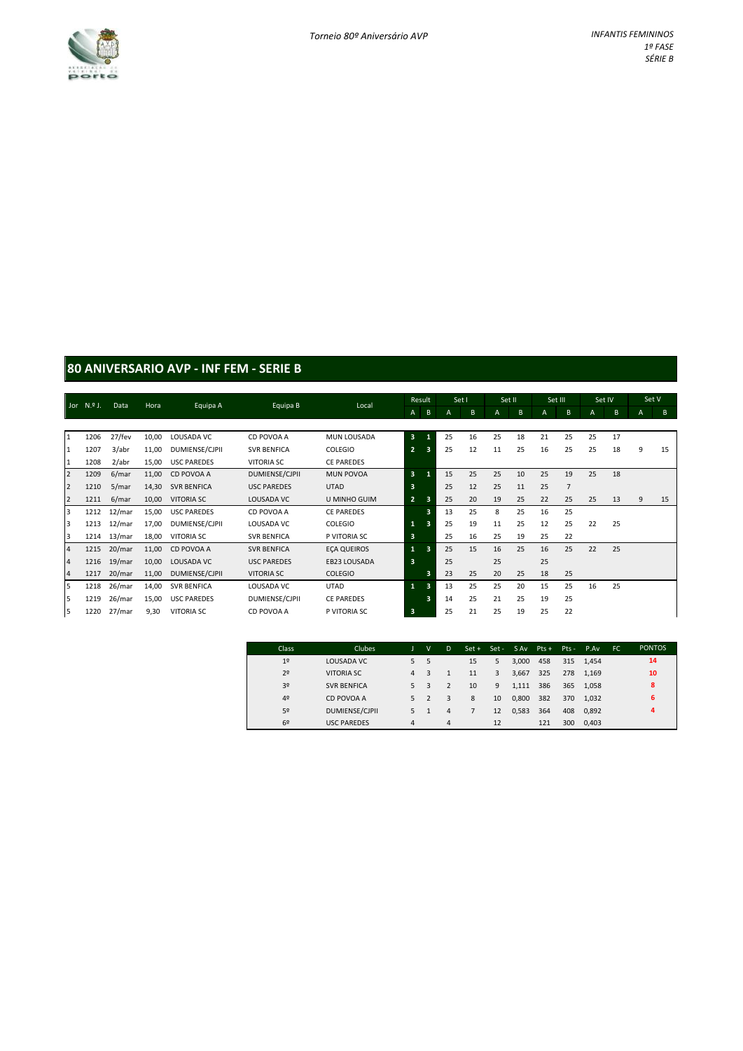*Torneio 80º Aniversário AVP*

*INFANTIS FEMININOS*
*1º FASE*
*SÉRIE B*

## 80 ANIVERSARIO AVP - INF FEM - SERIE B

| Jor | N.º J. | Data | Hora | Equipa A | Equipa B | Local | Result | | Set I | | Set II | | Set III | | Set IV | | Set V | |
|---|---|---|---|---|---|---|---|---|---|---|---|---|---|---|---|---|---|---|
| | | | | | | | A | B | A | B | A | B | A | B | A | B | A | B |
| 1 | 1206 | 27/fev | 10,00 | LOUSADA VC | CD POVOA A | MUN LOUSADA | 3 | 1 | 25 | 16 | 25 | 18 | 21 | 25 | 25 | 17 | | |
| 1 | 1207 | 3/abr | 11,00 | DUMIENSE/CJPII | SVR BENFICA | COLEGIO | 2 | 3 | 25 | 12 | 11 | 25 | 16 | 25 | 25 | 18 | 9 | 15 |
| 1 | 1208 | 2/abr | 15,00 | USC PAREDES | VITORIA SC | CE PAREDES | | | | | | | | | | | | |
| 2 | 1209 | 6/mar | 11,00 | CD POVOA A | DUMIENSE/CJPII | MUN POVOA | 3 | 1 | 15 | 25 | 25 | 10 | 25 | 19 | 25 | 18 | | |
| 2 | 1210 | 5/mar | 14,30 | SVR BENFICA | USC PAREDES | UTAD | 3 | | 25 | 12 | 25 | 11 | 25 | 7 | | | | |
| 2 | 1211 | 6/mar | 10,00 | VITORIA SC | LOUSADA VC | U MINHO GUIM | 2 | 3 | 25 | 20 | 19 | 25 | 22 | 25 | 25 | 13 | 9 | 15 |
| 3 | 1212 | 12/mar | 15,00 | USC PAREDES | CD POVOA A | CE PAREDES | | 3 | 13 | 25 | 8 | 25 | 16 | 25 | | | | |
| 3 | 1213 | 12/mar | 17,00 | DUMIENSE/CJPII | LOUSADA VC | COLEGIO | 1 | 3 | 25 | 19 | 11 | 25 | 12 | 25 | 22 | 25 | | |
| 3 | 1214 | 13/mar | 18,00 | VITORIA SC | SVR BENFICA | P VITORIA SC | 3 | | 25 | 16 | 25 | 19 | 25 | 22 | | | | |
| 4 | 1215 | 20/mar | 11,00 | CD POVOA A | SVR BENFICA | EÇA QUEIROS | 1 | 3 | 25 | 15 | 16 | 25 | 16 | 25 | 22 | 25 | | |
| 4 | 1216 | 19/mar | 10,00 | LOUSADA VC | USC PAREDES | EB23 LOUSADA | 3 | | 25 | | 25 | | 25 | | | | | |
| 4 | 1217 | 20/mar | 11,00 | DUMIENSE/CJPII | VITORIA SC | COLEGIO | | 3 | 23 | 25 | 20 | 25 | 18 | 25 | | | | |
| 5 | 1218 | 26/mar | 14,00 | SVR BENFICA | LOUSADA VC | UTAD | 1 | 3 | 13 | 25 | 25 | 20 | 15 | 25 | 16 | 25 | | |
| 5 | 1219 | 26/mar | 15,00 | USC PAREDES | DUMIENSE/CJPII | CE PAREDES | | 3 | 14 | 25 | 21 | 25 | 19 | 25 | | | | |
| 5 | 1220 | 27/mar | 9,30 | VITORIA SC | CD POVOA A | P VITORIA SC | 3 | | 25 | 21 | 25 | 19 | 25 | 22 | | | | |

| Class | Clubes | J | V | D | Set + | Set - | S Av | Pts + | Pts - | P.Av | FC | PONTOS |
|---|---|---|---|---|---|---|---|---|---|---|---|---|
| 1º | LOUSADA VC | 5 | 5 | | 15 | 5 | 3,000 | 458 | 315 | 1,454 | | 14 |
| 2º | VITORIA SC | 4 | 3 | 1 | 11 | 3 | 3,667 | 325 | 278 | 1,169 | | 10 |
| 3º | SVR BENFICA | 5 | 3 | 2 | 10 | 9 | 1,111 | 386 | 365 | 1,058 | | 8 |
| 4º | CD POVOA A | 5 | 2 | 3 | 8 | 10 | 0,800 | 382 | 370 | 1,032 | | 6 |
| 5º | DUMIENSE/CJPII | 5 | 1 | 4 | 7 | 12 | 0,583 | 364 | 408 | 0,892 | | 4 |
| 6º | USC PAREDES | 4 | | 4 | | 12 | | 121 | 300 | 0,403 | | |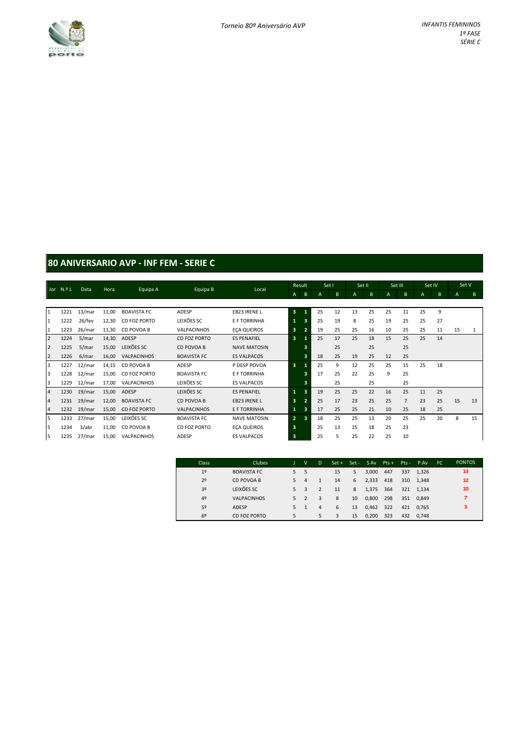Torneio 80º Aniversário AVP

*INFANTIS FEMININOS*
*1ª FASE*
*SÉRIE C*

## 80 ANIVERSARIO AVP - INF FEM - SERIE C

| Jor | N.º J. | Data | Hora | Equipa A | Equipa B | Local | Result A | Result B | Set I A | Set I B | Set II A | Set II B | Set III A | Set III B | Set IV A | Set IV B | Set V A | Set V B |
|---|---|---|---|---|---|---|---|---|---|---|---|---|---|---|---|---|---|---|
| 1 | 1221 | 13/mar | 11,00 | BOAVISTA FC | ADESP | EB23 IRENE L | 3 | 1 | 25 | 12 | 13 | 25 | 25 | 11 | 25 | 9 | | |
| 1 | 1222 | 26/fev | 12,30 | CD FOZ PORTO | LEIXÕES SC | E F TORRINHA | 1 | 3 | 25 | 19 | 8 | 25 | 19 | 25 | 25 | 27 | | |
| 1 | 1223 | 26/mar | 11,30 | CD POVOA B | VALPACINHOS | EÇA QUEIROS | 3 | 2 | 19 | 25 | 25 | 16 | 10 | 25 | 25 | 11 | 15 | 1 |
| 2 | 1224 | 5/mar | 14,30 | ADESP | CD FOZ PORTO | ES PENAFIEL | 3 | 1 | 25 | 17 | 25 | 18 | 15 | 25 | 25 | 14 | | |
| 2 | 1225 | 5/mar | 15,00 | LEIXÕES SC | CD POVOA B | NAVE MATOSIN | | 3 | | 25 | | 25 | | 25 | | | | |
| 2 | 1226 | 6/mar | 16,00 | VALPACINHOS | BOAVISTA FC | ES VALPACOS | | 3 | 18 | 25 | 19 | 25 | 12 | 25 | | | | |
| 3 | 1227 | 12/mar | 14,15 | CD POVOA B | ADESP | P DESP POVOA | 3 | 1 | 25 | 9 | 12 | 25 | 25 | 15 | 25 | 18 | | |
| 3 | 1228 | 12/mar | 15,00 | CD FOZ PORTO | BOAVISTA FC | E F TORRINHA | | 3 | 17 | 25 | 22 | 25 | 9 | 25 | | | | |
| 3 | 1229 | 12/mar | 17,00 | VALPACINHOS | LEIXÕES SC | ES VALPACOS | | 3 | | 25 | | 25 | | 25 | | | | |
| 4 | 1230 | 19/mar | 15,00 | ADESP | LEIXÕES SC | ES PENAFIEL | 1 | 3 | 19 | 25 | 25 | 22 | 16 | 25 | 11 | 25 | | |
| 4 | 1231 | 19/mar | 12,00 | BOAVISTA FC | CD POVOA B | EB23 IRENE L | 3 | 2 | 25 | 17 | 23 | 25 | 25 | 7 | 23 | 25 | 15 | 13 |
| 4 | 1232 | 19/mar | 15,00 | CD FOZ PORTO | VALPACINHOS | E F TORRINHA | 1 | 3 | 17 | 25 | 25 | 21 | 10 | 25 | 18 | 25 | | |
| 5 | 1233 | 27/mar | 15,00 | LEIXÕES SC | BOAVISTA FC | NAVE MATOSIN | 2 | 3 | 18 | 25 | 25 | 13 | 20 | 25 | 25 | 20 | 8 | 15 |
| 5 | 1234 | 3/abr | 11,00 | CD POVOA B | CD FOZ PORTO | EÇA QUEIROS | 3 | | 25 | 13 | 25 | 18 | 25 | 23 | | | | |
| 5 | 1235 | 27/mar | 15,00 | VALPACINHOS | ADESP | ES VALPACOS | 3 | | 25 | 5 | 25 | 22 | 25 | 10 | | | | |

| Class | Clubes | J | V | D | Set + | Set - | S Av | Pts + | Pts - | P.Av | FC | PONTOS |
|---|---|---|---|---|---|---|---|---|---|---|---|---|
| 1º | BOAVISTA FC | 5 | 5 | | 15 | 5 | 3,000 | 447 | 337 | 1,326 | | 13 |
| 2º | CD POVOA B | 5 | 4 | 1 | 14 | 6 | 2,333 | 418 | 310 | 1,348 | | 12 |
| 3º | LEIXÕES SC | 5 | 3 | 2 | 11 | 8 | 1,375 | 364 | 321 | 1,134 | | 10 |
| 4º | VALPACINHOS | 5 | 2 | 3 | 8 | 10 | 0,800 | 298 | 351 | 0,849 | | 7 |
| 5º | ADESP | 5 | 1 | 4 | 6 | 13 | 0,462 | 322 | 421 | 0,765 | | 3 |
| 6º | CD FOZ PORTO | 5 | | 5 | 3 | 15 | 0,200 | 323 | 432 | 0,748 | | |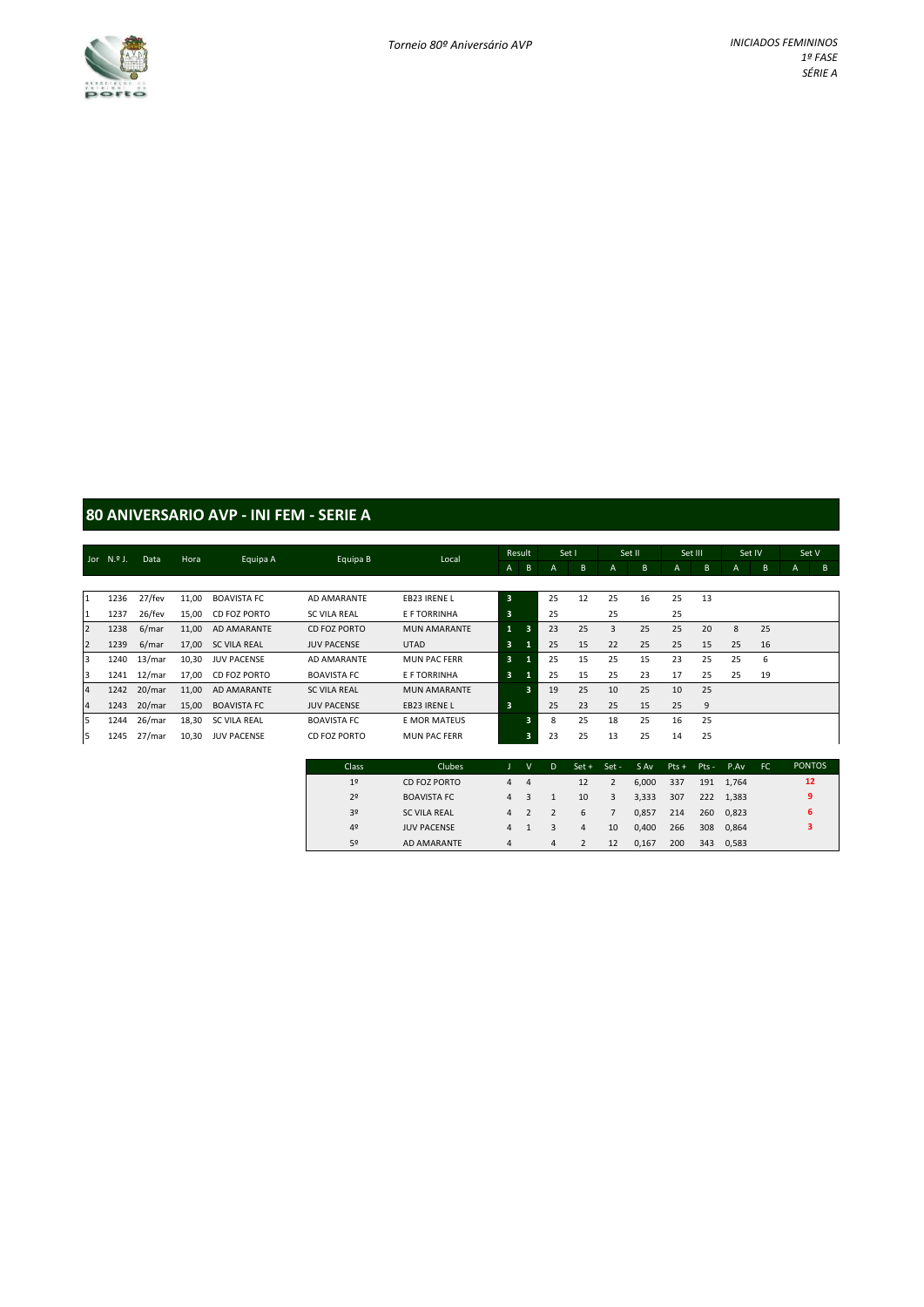*Torneio 80º Aniversário AVP*

*INICIADOS FEMININOS*
*1º FASE*
*SÉRIE A*

## 80 ANIVERSARIO AVP - INI FEM - SERIE A

| Jor | N.º J. | Data | Hora | Equipa A | Equipa B | Local | Result A | Result B | Set I A | Set I B | Set II A | Set II B | Set III A | Set III B | Set IV A | Set IV B | Set V A | Set V B |
|---|---|---|---|---|---|---|---|---|---|---|---|---|---|---|---|---|---|---|
| 1 | 1236 | 27/fev | 11,00 | BOAVISTA FC | AD AMARANTE | EB23 IRENE L | 3 | | 25 | 12 | 25 | 16 | 25 | 13 | | | | |
| 1 | 1237 | 26/fev | 15,00 | CD FOZ PORTO | SC VILA REAL | E F TORRINHA | 3 | | 25 | | 25 | | 25 | | | | | |
| 2 | 1238 | 6/mar | 11,00 | AD AMARANTE | CD FOZ PORTO | MUN AMARANTE | 1 | 3 | 23 | 25 | 3 | 25 | 25 | 20 | 8 | 25 | | |
| 2 | 1239 | 6/mar | 17,00 | SC VILA REAL | JUV PACENSE | UTAD | 3 | 1 | 25 | 15 | 22 | 25 | 25 | 15 | 25 | 16 | | |
| 3 | 1240 | 13/mar | 10,30 | JUV PACENSE | AD AMARANTE | MUN PAC FERR | 3 | 1 | 25 | 15 | 25 | 15 | 23 | 25 | 25 | 6 | | |
| 3 | 1241 | 12/mar | 17,00 | CD FOZ PORTO | BOAVISTA FC | E F TORRINHA | 3 | 1 | 25 | 15 | 25 | 23 | 17 | 25 | 25 | 19 | | |
| 4 | 1242 | 20/mar | 11,00 | AD AMARANTE | SC VILA REAL | MUN AMARANTE | | 3 | 19 | 25 | 10 | 25 | 10 | 25 | | | | |
| 4 | 1243 | 20/mar | 15,00 | BOAVISTA FC | JUV PACENSE | EB23 IRENE L | 3 | | 25 | 23 | 25 | 15 | 25 | 9 | | | | |
| 5 | 1244 | 26/mar | 18,30 | SC VILA REAL | BOAVISTA FC | E MOR MATEUS | | 3 | 8 | 25 | 18 | 25 | 16 | 25 | | | | |
| 5 | 1245 | 27/mar | 10,30 | JUV PACENSE | CD FOZ PORTO | MUN PAC FERR | | 3 | 23 | 25 | 13 | 25 | 14 | 25 | | | | |

| Class | Clubes | J | V | D | Set + | Set - | S Av | Pts + | Pts - | P.Av | FC | PONTOS |
|---|---|---|---|---|---|---|---|---|---|---|---|---|
| 1º | CD FOZ PORTO | 4 | 4 | | 12 | 2 | 6,000 | 337 | 191 | 1,764 | | 12 |
| 2º | BOAVISTA FC | 4 | 3 | 1 | 10 | 3 | 3,333 | 307 | 222 | 1,383 | | 9 |
| 3º | SC VILA REAL | 4 | 2 | 2 | 6 | 7 | 0,857 | 214 | 260 | 0,823 | | 6 |
| 4º | JUV PACENSE | 4 | 1 | 3 | 4 | 10 | 0,400 | 266 | 308 | 0,864 | | 3 |
| 5º | AD AMARANTE | 4 | | 4 | 2 | 12 | 0,167 | 200 | 343 | 0,583 | | |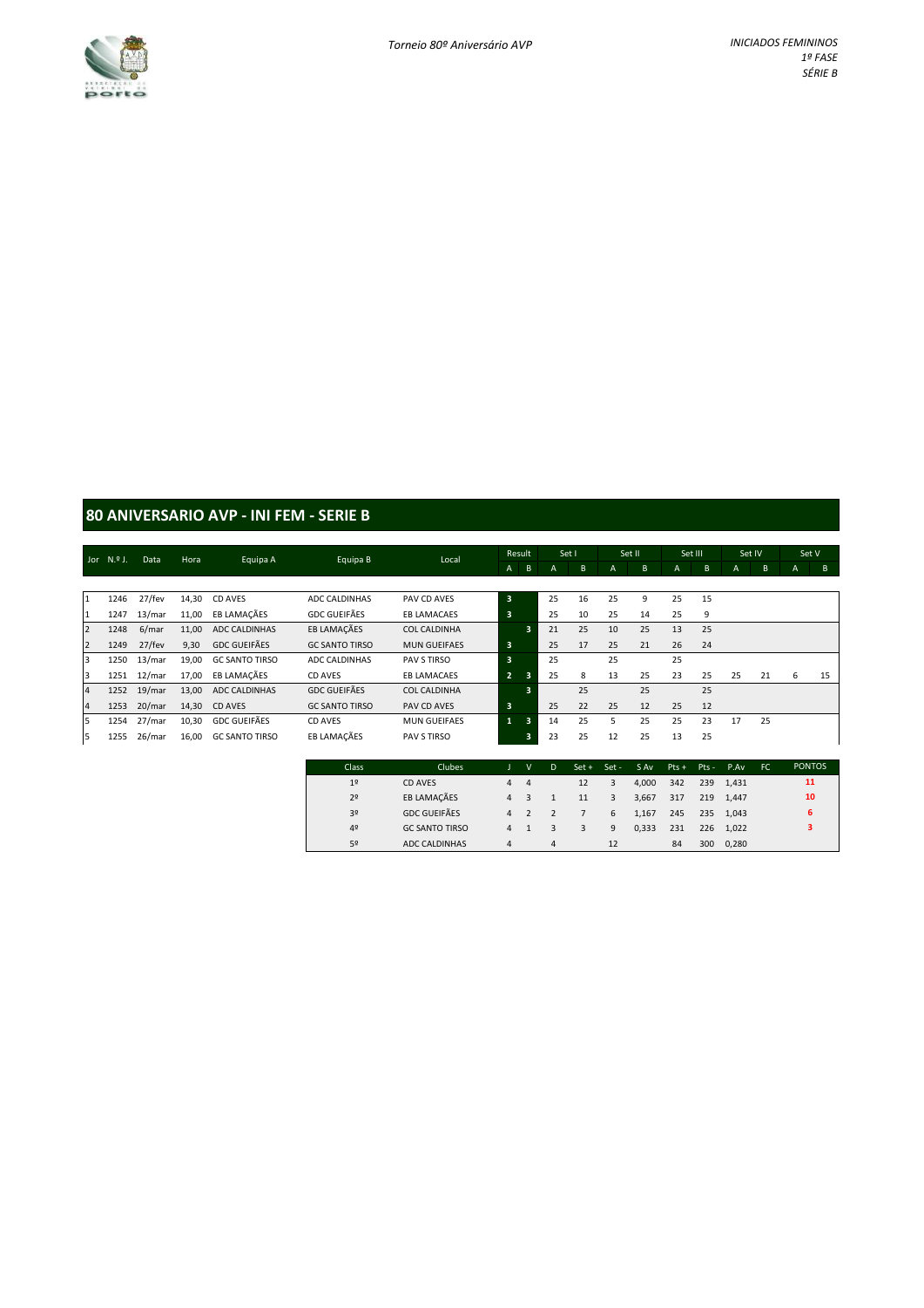*Torneio 80º Aniversário AVP*

*INICIADOS FEMININOS*
*1ª FASE*
*SÉRIE B*

## 80 ANIVERSARIO AVP - INI FEM - SERIE B

| Jor | N.º J. | Data | Hora | Equipa A | Equipa B | Local | Result A | Result B | Set I A | Set I B | Set II A | Set II B | Set III A | Set III B | Set IV A | Set IV B | Set V A | Set V B |
|---|---|---|---|---|---|---|---|---|---|---|---|---|---|---|---|---|---|---|
| 1 | 1246 | 27/fev | 14,30 | CD AVES | ADC CALDINHAS | PAV CD AVES | 3 | | 25 | 16 | 25 | 9 | 25 | 15 | | | | |
| 1 | 1247 | 13/mar | 11,00 | EB LAMAÇÃES | GDC GUEIFÃES | EB LAMACAES | 3 | | 25 | 10 | 25 | 14 | 25 | 9 | | | | |
| 2 | 1248 | 6/mar | 11,00 | ADC CALDINHAS | EB LAMAÇÃES | COL CALDINHA | | 3 | 21 | 25 | 10 | 25 | 13 | 25 | | | | |
| 2 | 1249 | 27/fev | 9,30 | GDC GUEIFÃES | GC SANTO TIRSO | MUN GUEIFAES | 3 | | 25 | 17 | 25 | 21 | 26 | 24 | | | | |
| 3 | 1250 | 13/mar | 19,00 | GC SANTO TIRSO | ADC CALDINHAS | PAV S TIRSO | 3 | | 25 | | 25 | | 25 | | | | | |
| 3 | 1251 | 12/mar | 17,00 | EB LAMAÇÃES | CD AVES | EB LAMACAES | 2 | 3 | 25 | 8 | 13 | 25 | 23 | 25 | 25 | 21 | 6 | 15 |
| 4 | 1252 | 19/mar | 13,00 | ADC CALDINHAS | GDC GUEIFÃES | COL CALDINHA | | 3 | | 25 | | 25 | | 25 | | | | |
| 4 | 1253 | 20/mar | 14,30 | CD AVES | GC SANTO TIRSO | PAV CD AVES | 3 | | 25 | 22 | 25 | 12 | 25 | 12 | | | | |
| 5 | 1254 | 27/mar | 10,30 | GDC GUEIFÃES | CD AVES | MUN GUEIFAES | 1 | 3 | 14 | 25 | 5 | 25 | 25 | 23 | 17 | 25 | | |
| 5 | 1255 | 26/mar | 16,00 | GC SANTO TIRSO | EB LAMAÇÃES | PAV S TIRSO | | 3 | 23 | 25 | 12 | 25 | 13 | 25 | | | | |

| Class | Clubes | J | V | D | Set + | Set - | S Av | Pts + | Pts - | P.Av | FC | PONTOS |
|---|---|---|---|---|---|---|---|---|---|---|---|---|
| 1º | CD AVES | 4 | 4 | | 12 | 3 | 4,000 | 342 | 239 | 1,431 | | 11 |
| 2º | EB LAMAÇÃES | 4 | 3 | 1 | 11 | 3 | 3,667 | 317 | 219 | 1,447 | | 10 |
| 3º | GDC GUEIFÃES | 4 | 2 | 2 | 7 | 6 | 1,167 | 245 | 235 | 1,043 | | 6 |
| 4º | GC SANTO TIRSO | 4 | 1 | 3 | 3 | 9 | 0,333 | 231 | 226 | 1,022 | | 3 |
| 5º | ADC CALDINHAS | 4 | | 4 | | 12 | | 84 | 300 | 0,280 | | |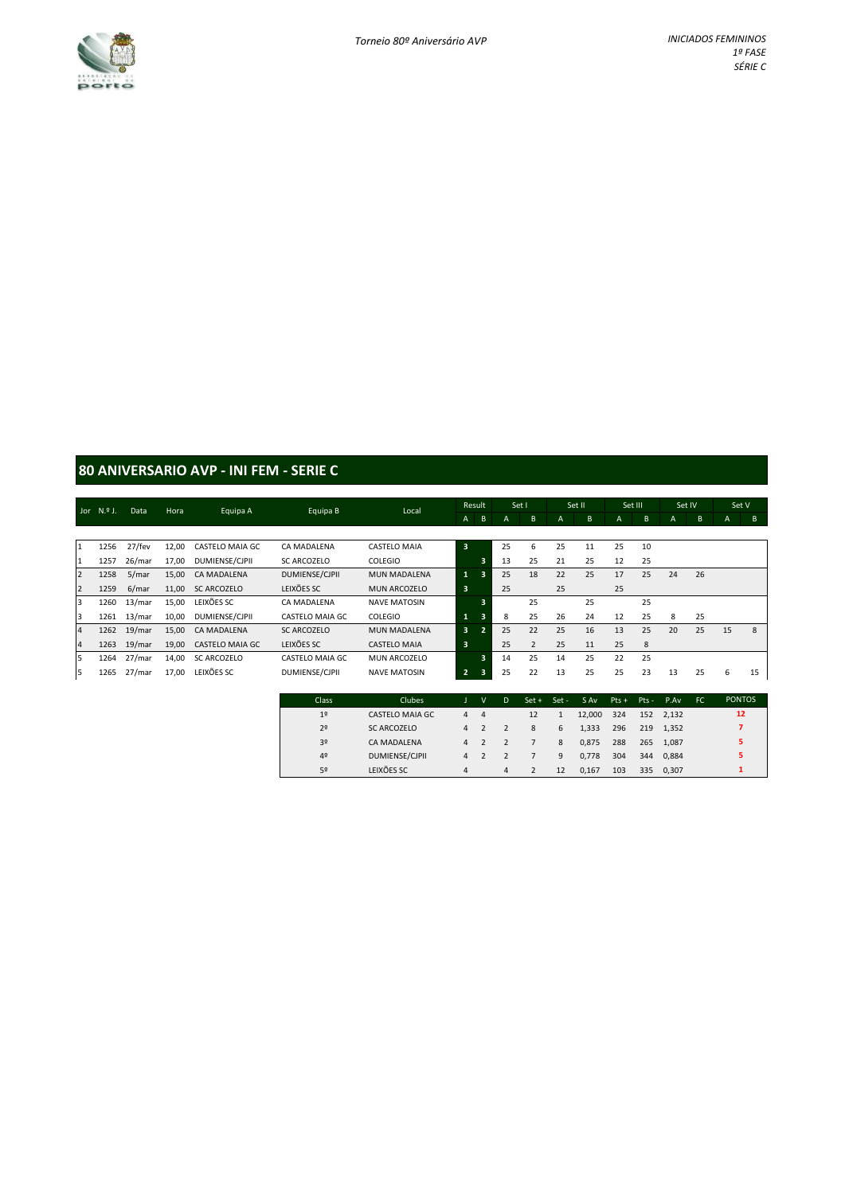*Torneio 80º Aniversário AVP*

*INICIADOS FEMININOS*
*1ª FASE*
*SÉRIE C*

## 80 ANIVERSARIO AVP - INI FEM - SERIE C

| Jor | N.º J. | Data | Hora | Equipa A | Equipa B | Local | Result | | Set I | | Set II | | Set III | | Set IV | | Set V | |
|---|---|---|---|---|---|---|---|---|---|---|---|---|---|---|---|---|---|---|
| | | | | | | | A | B | A | B | A | B | A | B | A | B | A | B |
| 1 | 1256 | 27/fev | 12,00 | CASTELO MAIA GC | CA MADALENA | CASTELO MAIA | 3 | | 25 | 6 | 25 | 11 | 25 | 10 | | | | |
| 1 | 1257 | 26/mar | 17,00 | DUMIENSE/CJPII | SC ARCOZELO | COLEGIO | | 3 | 13 | 25 | 21 | 25 | 12 | 25 | | | | |
| 2 | 1258 | 5/mar | 15,00 | CA MADALENA | DUMIENSE/CJPII | MUN MADALENA | 1 | 3 | 25 | 18 | 22 | 25 | 17 | 25 | 24 | 26 | | |
| 2 | 1259 | 6/mar | 11,00 | SC ARCOZELO | LEIXÕES SC | MUN ARCOZELO | 3 | | 25 | | 25 | | 25 | | | | | |
| 3 | 1260 | 13/mar | 15,00 | LEIXÕES SC | CA MADALENA | NAVE MATOSIN | | 3 | | 25 | | 25 | | 25 | | | | |
| 3 | 1261 | 13/mar | 10,00 | DUMIENSE/CJPII | CASTELO MAIA GC | COLEGIO | 1 | 3 | 8 | 25 | 26 | 24 | 12 | 25 | 8 | 25 | | |
| 4 | 1262 | 19/mar | 15,00 | CA MADALENA | SC ARCOZELO | MUN MADALENA | 3 | 2 | 25 | 22 | 25 | 16 | 13 | 25 | 20 | 25 | 15 | 8 |
| 4 | 1263 | 19/mar | 19,00 | CASTELO MAIA GC | LEIXÕES SC | CASTELO MAIA | 3 | | 25 | 2 | 25 | 11 | 25 | 8 | | | | |
| 5 | 1264 | 27/mar | 14,00 | SC ARCOZELO | CASTELO MAIA GC | MUN ARCOZELO | | 3 | 14 | 25 | 14 | 25 | 22 | 25 | | | | |
| 5 | 1265 | 27/mar | 17,00 | LEIXÕES SC | DUMIENSE/CJPII | NAVE MATOSIN | 2 | 3 | 25 | 22 | 13 | 25 | 25 | 23 | 13 | 25 | 6 | 15 |

| Class | Clubes | J | V | D | Set + | Set - | S Av | Pts + | Pts - | P.Av | FC | PONTOS |
|---|---|---|---|---|---|---|---|---|---|---|---|---|
| 1º | CASTELO MAIA GC | 4 | 4 | | 12 | 1 | 12,000 | 324 | 152 | 2,132 | | 12 |
| 2º | SC ARCOZELO | 4 | 2 | 2 | 8 | 6 | 1,333 | 296 | 219 | 1,352 | | 7 |
| 3º | CA MADALENA | 4 | 2 | 2 | 7 | 8 | 0,875 | 288 | 265 | 1,087 | | 5 |
| 4º | DUMIENSE/CJPII | 4 | 2 | 2 | 7 | 9 | 0,778 | 304 | 344 | 0,884 | | 5 |
| 5º | LEIXÕES SC | 4 | | 4 | 2 | 12 | 0,167 | 103 | 335 | 0,307 | | 1 |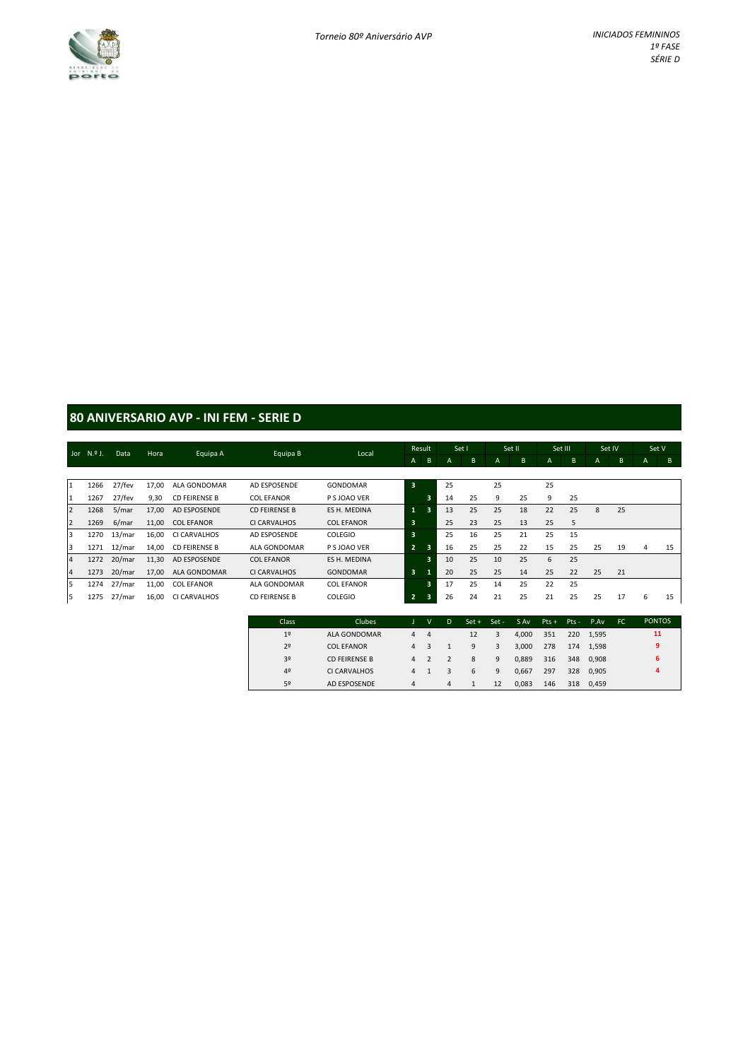*Torneio 80º Aniversário AVP*

*INICIADOS FEMININOS*
*1º FASE*
*SÉRIE D*

## 80 ANIVERSARIO AVP - INI FEM - SERIE D

| Jor | N.º J. | Data | Hora | Equipa A | Equipa B | Local | Result | | Set I | | Set II | | Set III | | Set IV | | Set V | |
|---|---|---|---|---|---|---|---|---|---|---|---|---|---|---|---|---|---|---|
| | | | | | | | A | B | A | B | A | B | A | B | A | B | A | B |
| 1 | 1266 | 27/fev | 17,00 | ALA GONDOMAR | AD ESPOSENDE | GONDOMAR | 3 | | 25 | | 25 | | 25 | | | | | |
| 1 | 1267 | 27/fev | 9,30 | CD FEIRENSE B | COL EFANOR | P S JOAO VER | | 3 | 14 | 25 | 9 | 25 | 9 | 25 | | | | |
| 2 | 1268 | 5/mar | 17,00 | AD ESPOSENDE | CD FEIRENSE B | ES H. MEDINA | 1 | 3 | 13 | 25 | 25 | 18 | 22 | 25 | 8 | 25 | | |
| 2 | 1269 | 6/mar | 11,00 | COL EFANOR | CI CARVALHOS | COL EFANOR | 3 | | 25 | 23 | 25 | 13 | 25 | 5 | | | | |
| 3 | 1270 | 13/mar | 16,00 | CI CARVALHOS | AD ESPOSENDE | COLEGIO | 3 | | 25 | 16 | 25 | 21 | 25 | 15 | | | | |
| 3 | 1271 | 12/mar | 14,00 | CD FEIRENSE B | ALA GONDOMAR | P S JOAO VER | 2 | 3 | 16 | 25 | 25 | 22 | 15 | 25 | 25 | 19 | 4 | 15 |
| 4 | 1272 | 20/mar | 11,30 | AD ESPOSENDE | COL EFANOR | ES H. MEDINA | | 3 | 10 | 25 | 10 | 25 | 6 | 25 | | | | |
| 4 | 1273 | 20/mar | 17,00 | ALA GONDOMAR | CI CARVALHOS | GONDOMAR | 3 | 1 | 20 | 25 | 25 | 14 | 25 | 22 | 25 | 21 | | |
| 5 | 1274 | 27/mar | 11,00 | COL EFANOR | ALA GONDOMAR | COL EFANOR | | 3 | 17 | 25 | 14 | 25 | 22 | 25 | | | | |
| 5 | 1275 | 27/mar | 16,00 | CI CARVALHOS | CD FEIRENSE B | COLEGIO | 2 | 3 | 26 | 24 | 21 | 25 | 21 | 25 | 25 | 17 | 6 | 15 |

| Class | Clubes | J | V | D | Set + | Set - | S Av | Pts + | Pts - | P.Av | FC | PONTOS |
|---|---|---|---|---|---|---|---|---|---|---|---|---|
| 1º | ALA GONDOMAR | 4 | 4 | | 12 | 3 | 4,000 | 351 | 220 | 1,595 | | 11 |
| 2º | COL EFANOR | 4 | 3 | 1 | 9 | 3 | 3,000 | 278 | 174 | 1,598 | | 9 |
| 3º | CD FEIRENSE B | 4 | 2 | 2 | 8 | 9 | 0,889 | 316 | 348 | 0,908 | | 6 |
| 4º | CI CARVALHOS | 4 | 1 | 3 | 6 | 9 | 0,667 | 297 | 328 | 0,905 | | 4 |
| 5º | AD ESPOSENDE | 4 | | 4 | 1 | 12 | 0,083 | 146 | 318 | 0,459 | | |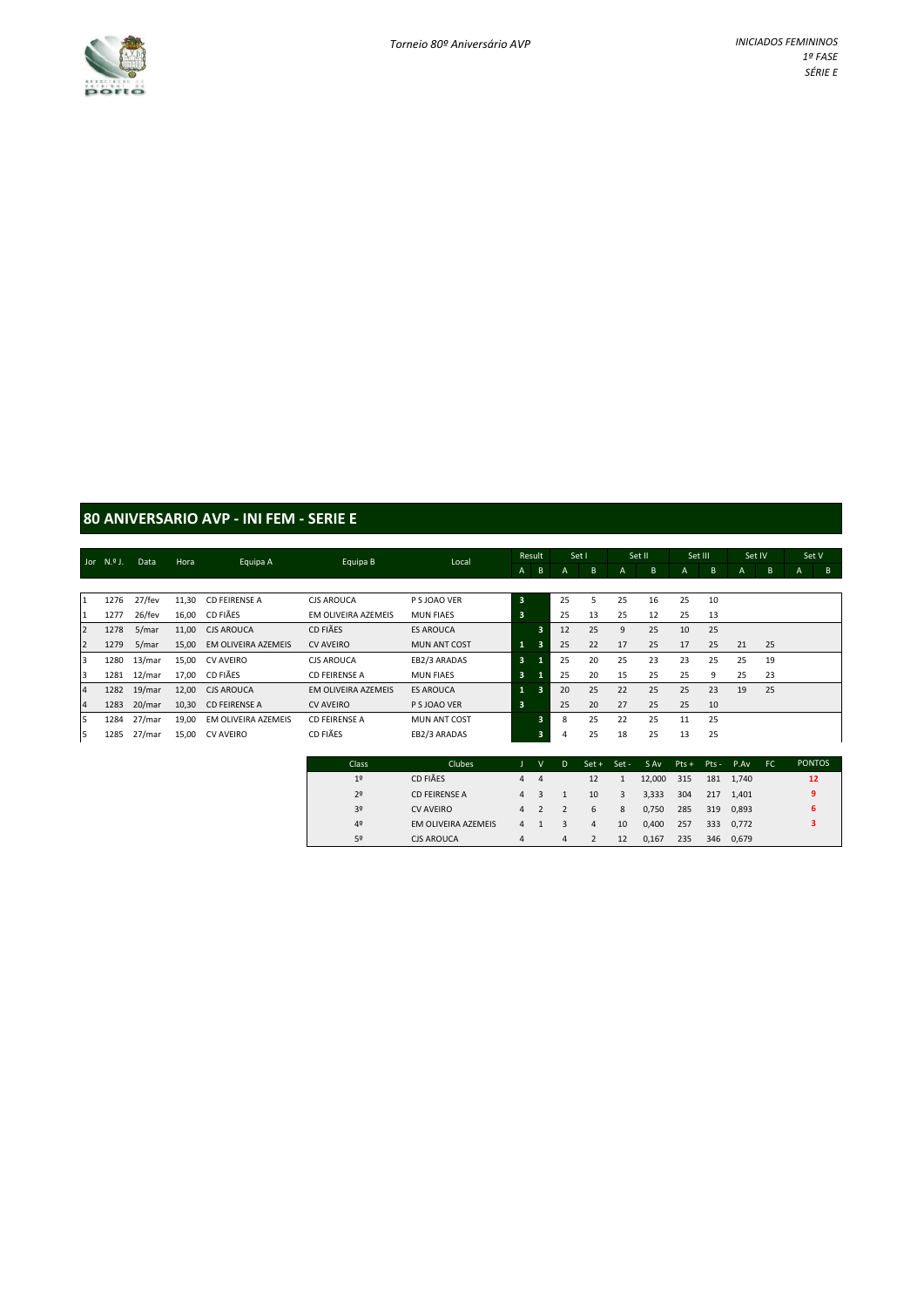*Torneio 80º Aniversário AVP*

*INICIADOS FEMININOS*
*1ª FASE*
*SÉRIE E*

## 80 ANIVERSARIO AVP - INI FEM - SERIE E

| Jor | N.º J. | Data | Hora | Equipa A | Equipa B | Local | Result A | Result B | Set I A | Set I B | Set II A | Set II B | Set III A | Set III B | Set IV A | Set IV B | Set V A | Set V B |
|---|---|---|---|---|---|---|---|---|---|---|---|---|---|---|---|---|---|---|
| 1 | 1276 | 27/fev | 11,30 | CD FEIRENSE A | CJS AROUCA | P S JOAO VER | 3 | | 25 | 5 | 25 | 16 | 25 | 10 | | | | |
| 1 | 1277 | 26/fev | 16,00 | CD FIÃES | EM OLIVEIRA AZEMEIS | MUN FIAES | 3 | | 25 | 13 | 25 | 12 | 25 | 13 | | | | |
| 2 | 1278 | 5/mar | 11,00 | CJS AROUCA | CD FIÃES | ES AROUCA | | 3 | 12 | 25 | 9 | 25 | 10 | 25 | | | | |
| 2 | 1279 | 5/mar | 15,00 | EM OLIVEIRA AZEMEIS | CV AVEIRO | MUN ANT COST | 1 | 3 | 25 | 22 | 17 | 25 | 17 | 25 | 21 | 25 | | |
| 3 | 1280 | 13/mar | 15,00 | CV AVEIRO | CJS AROUCA | EB2/3 ARADAS | 3 | 1 | 25 | 20 | 25 | 23 | 23 | 25 | 25 | 19 | | |
| 3 | 1281 | 12/mar | 17,00 | CD FIÃES | CD FEIRENSE A | MUN FIAES | 3 | 1 | 25 | 20 | 15 | 25 | 25 | 9 | 25 | 23 | | |
| 4 | 1282 | 19/mar | 12,00 | CJS AROUCA | EM OLIVEIRA AZEMEIS | ES AROUCA | 1 | 3 | 20 | 25 | 22 | 25 | 25 | 23 | 19 | 25 | | |
| 4 | 1283 | 20/mar | 10,30 | CD FEIRENSE A | CV AVEIRO | P S JOAO VER | 3 | | 25 | 20 | 27 | 25 | 25 | 10 | | | | |
| 5 | 1284 | 27/mar | 19,00 | EM OLIVEIRA AZEMEIS | CD FEIRENSE A | MUN ANT COST | | 3 | 8 | 25 | 22 | 25 | 11 | 25 | | | | |
| 5 | 1285 | 27/mar | 15,00 | CV AVEIRO | CD FIÃES | EB2/3 ARADAS | | 3 | 4 | 25 | 18 | 25 | 13 | 25 | | | | |

| Class | Clubes | J | V | D | Set + | Set - | S Av | Pts + | Pts - | P.Av | FC | PONTOS |
|---|---|---|---|---|---|---|---|---|---|---|---|---|
| 1º | CD FIÃES | 4 | 4 | | 12 | 1 | 12,000 | 315 | 181 | 1,740 | | 12 |
| 2º | CD FEIRENSE A | 4 | 3 | 1 | 10 | 3 | 3,333 | 304 | 217 | 1,401 | | 9 |
| 3º | CV AVEIRO | 4 | 2 | 2 | 6 | 8 | 0,750 | 285 | 319 | 0,893 | | 6 |
| 4º | EM OLIVEIRA AZEMEIS | 4 | 1 | 3 | 4 | 10 | 0,400 | 257 | 333 | 0,772 | | 3 |
| 5º | CJS AROUCA | 4 | | 4 | 2 | 12 | 0,167 | 235 | 346 | 0,679 | | |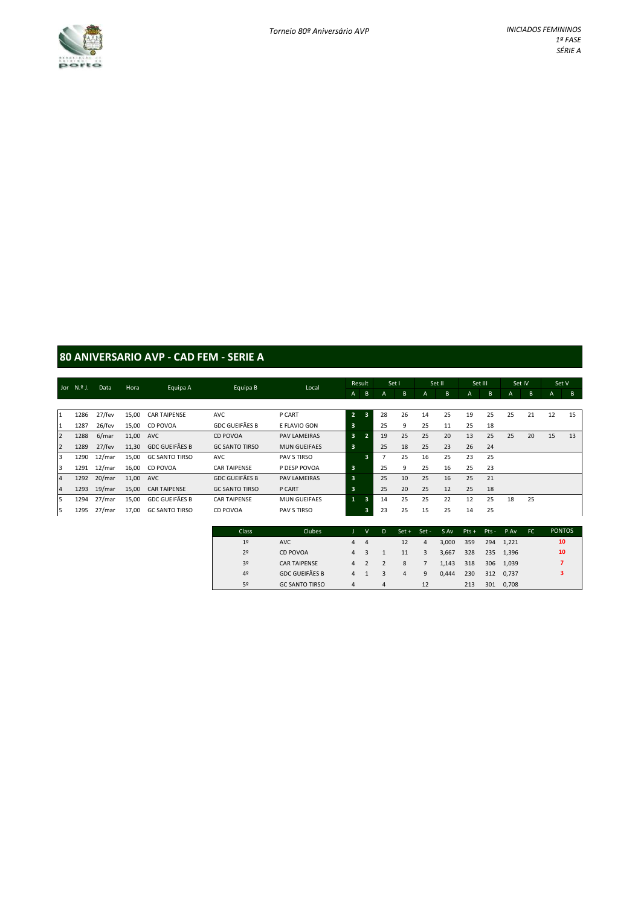Torneio 80º Aniversário AVP

*INICIADOS FEMININOS*
*1ª FASE*
*SÉRIE A*

## 80 ANIVERSARIO AVP - CAD FEM - SERIE A

| Jor | N.º J. | Data | Hora | Equipa A | Equipa B | Local | Result | | Set I | | Set II | | Set III | | Set IV | | Set V | |
|---|---|---|---|---|---|---|---|---|---|---|---|---|---|---|---|---|---|---|
| | | | | | | | A | B | A | B | A | B | A | B | A | B | A | B |
| 1 | 1286 | 27/fev | 15,00 | CAR TAIPENSE | AVC | P CART | 2 | 3 | 28 | 26 | 14 | 25 | 19 | 25 | 25 | 21 | 12 | 15 |
| 1 | 1287 | 26/fev | 15,00 | CD POVOA | GDC GUEIFÃES B | E FLAVIO GON | 3 | | 25 | 9 | 25 | 11 | 25 | 18 | | | | |
| 2 | 1288 | 6/mar | 11,00 | AVC | CD POVOA | PAV LAMEIRAS | 3 | 2 | 19 | 25 | 25 | 20 | 13 | 25 | 25 | 20 | 15 | 13 |
| 2 | 1289 | 27/fev | 11,30 | GDC GUEIFÃES B | GC SANTO TIRSO | MUN GUEIFAES | 3 | | 25 | 18 | 25 | 23 | 26 | 24 | | | | |
| 3 | 1290 | 12/mar | 15,00 | GC SANTO TIRSO | AVC | PAV S TIRSO | | 3 | 7 | 25 | 16 | 25 | 23 | 25 | | | | |
| 3 | 1291 | 12/mar | 16,00 | CD POVOA | CAR TAIPENSE | P DESP POVOA | 3 | | 25 | 9 | 25 | 16 | 25 | 23 | | | | |
| 4 | 1292 | 20/mar | 11,00 | AVC | GDC GUEIFÃES B | PAV LAMEIRAS | 3 | | 25 | 10 | 25 | 16 | 25 | 21 | | | | |
| 4 | 1293 | 19/mar | 15,00 | CAR TAIPENSE | GC SANTO TIRSO | P CART | 3 | | 25 | 20 | 25 | 12 | 25 | 18 | | | | |
| 5 | 1294 | 27/mar | 15,00 | GDC GUEIFÃES B | CAR TAIPENSE | MUN GUEIFAES | 1 | 3 | 14 | 25 | 25 | 22 | 12 | 25 | 18 | 25 | | |
| 5 | 1295 | 27/mar | 17,00 | GC SANTO TIRSO | CD POVOA | PAV S TIRSO | | 3 | 23 | 25 | 15 | 25 | 14 | 25 | | | | |

| Class | Clubes | J | V | D | Set + | Set - | S Av | Pts + | Pts - | P.Av | FC | PONTOS |
|---|---|---|---|---|---|---|---|---|---|---|---|---|
| 1º | AVC | 4 | 4 | | 12 | 4 | 3,000 | 359 | 294 | 1,221 | | 10 |
| 2º | CD POVOA | 4 | 3 | 1 | 11 | 3 | 3,667 | 328 | 235 | 1,396 | | 10 |
| 3º | CAR TAIPENSE | 4 | 2 | 2 | 8 | 7 | 1,143 | 318 | 306 | 1,039 | | 7 |
| 4º | GDC GUEIFÃES B | 4 | 1 | 3 | 4 | 9 | 0,444 | 230 | 312 | 0,737 | | 3 |
| 5º | GC SANTO TIRSO | 4 | | 4 | | 12 | | 213 | 301 | 0,708 | | |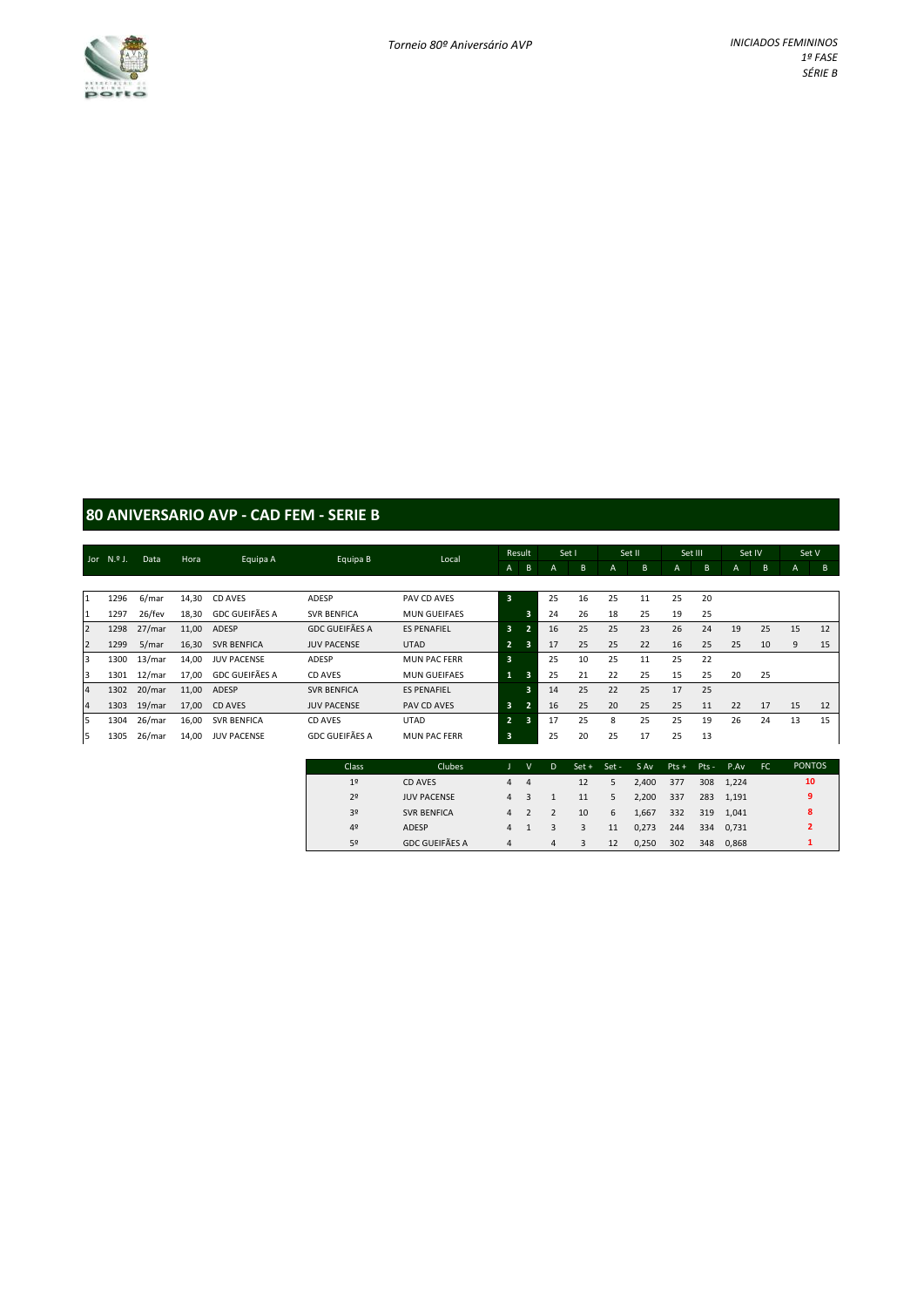*Torneio 80º Aniversário AVP*

*INICIADOS FEMININOS*
*1º FASE*
*SÉRIE B*

## 80 ANIVERSARIO AVP - CAD FEM - SERIE B

| Jor | N.º J. | Data | Hora | Equipa A | Equipa B | Local | Result | | Set I | | Set II | | Set III | | Set IV | | Set V | |
|---|---|---|---|---|---|---|---|---|---|---|---|---|---|---|---|---|---|---|
| | | | | | | | A | B | A | B | A | B | A | B | A | B | A | B |
| 1 | 1296 | 6/mar | 14,30 | CD AVES | ADESP | PAV CD AVES | 3 | | 25 | 16 | 25 | 11 | 25 | 20 | | | | |
| 1 | 1297 | 26/fev | 18,30 | GDC GUEIFÃES A | SVR BENFICA | MUN GUEIFAES | | 3 | 24 | 26 | 18 | 25 | 19 | 25 | | | | |
| 2 | 1298 | 27/mar | 11,00 | ADESP | GDC GUEIFÃES A | ES PENAFIEL | 3 | 2 | 16 | 25 | 25 | 23 | 26 | 24 | 19 | 25 | 15 | 12 |
| 2 | 1299 | 5/mar | 16,30 | SVR BENFICA | JUV PACENSE | UTAD | 2 | 3 | 17 | 25 | 25 | 22 | 16 | 25 | 25 | 10 | 9 | 15 |
| 3 | 1300 | 13/mar | 14,00 | JUV PACENSE | ADESP | MUN PAC FERR | 3 | | 25 | 10 | 25 | 11 | 25 | 22 | | | | |
| 3 | 1301 | 12/mar | 17,00 | GDC GUEIFÃES A | CD AVES | MUN GUEIFAES | 1 | 3 | 25 | 21 | 22 | 25 | 15 | 25 | 20 | 25 | | |
| 4 | 1302 | 20/mar | 11,00 | ADESP | SVR BENFICA | ES PENAFIEL | | 3 | 14 | 25 | 22 | 25 | 17 | 25 | | | | |
| 4 | 1303 | 19/mar | 17,00 | CD AVES | JUV PACENSE | PAV CD AVES | 3 | 2 | 16 | 25 | 20 | 25 | 25 | 11 | 22 | 17 | 15 | 12 |
| 5 | 1304 | 26/mar | 16,00 | SVR BENFICA | CD AVES | UTAD | 2 | 3 | 17 | 25 | 8 | 25 | 25 | 19 | 26 | 24 | 13 | 15 |
| 5 | 1305 | 26/mar | 14,00 | JUV PACENSE | GDC GUEIFÃES A | MUN PAC FERR | 3 | | 25 | 20 | 25 | 17 | 25 | 13 | | | | |

| Class | Clubes | J | V | D | Set + | Set - | S Av | Pts + | Pts - | P.Av | FC | PONTOS |
|---|---|---|---|---|---|---|---|---|---|---|---|---|
| 1º | CD AVES | 4 | 4 | | 12 | 5 | 2,400 | 377 | 308 | 1,224 | | 10 |
| 2º | JUV PACENSE | 4 | 3 | 1 | 11 | 5 | 2,200 | 337 | 283 | 1,191 | | 9 |
| 3º | SVR BENFICA | 4 | 2 | 2 | 10 | 6 | 1,667 | 332 | 319 | 1,041 | | 8 |
| 4º | ADESP | 4 | 1 | 3 | 3 | 11 | 0,273 | 244 | 334 | 0,731 | | 2 |
| 5º | GDC GUEIFÃES A | 4 | | 4 | 3 | 12 | 0,250 | 302 | 348 | 0,868 | | 1 |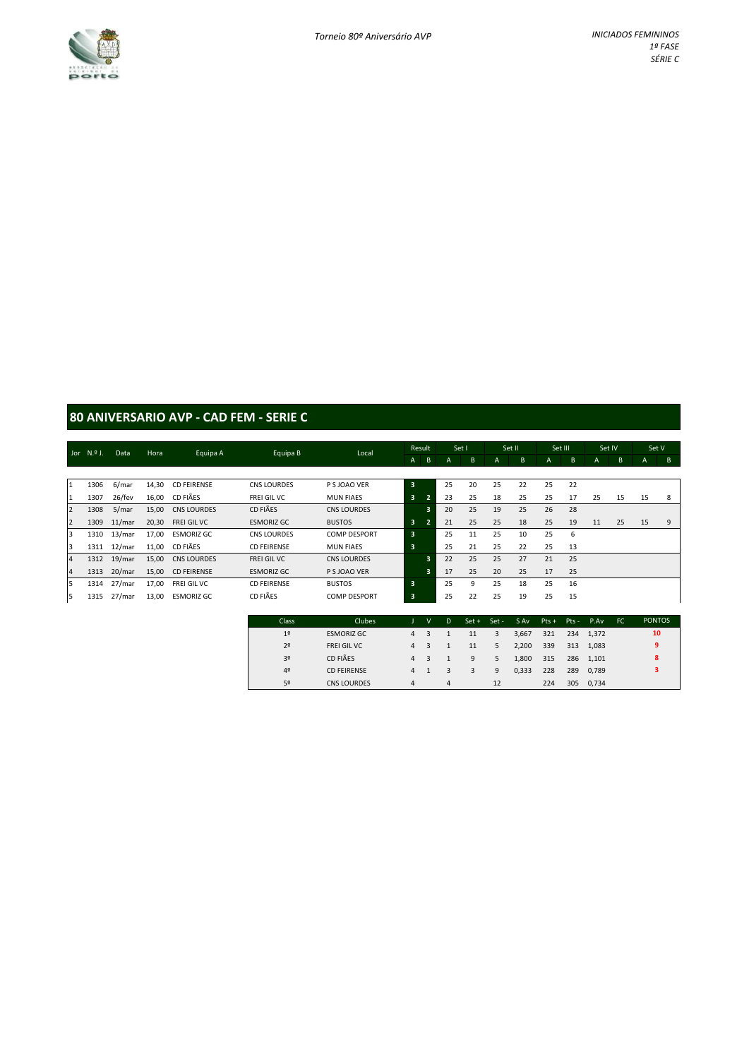*Torneio 80º Aniversário AVP*

*INICIADOS FEMININOS*
*1º FASE*
*SÉRIE C*

## 80 ANIVERSARIO AVP - CAD FEM - SERIE C

| Jor | N.º J. | Data | Hora | Equipa A | Equipa B | Local | Result | | Set I | | Set II | | Set III | | Set IV | | Set V | |
|---|---|---|---|---|---|---|---|---|---|---|---|---|---|---|---|---|---|---|
| | | | | | | | A | B | A | B | A | B | A | B | A | B | A | B |
| 1 | 1306 | 6/mar | 14,30 | CD FEIRENSE | CNS LOURDES | P S JOAO VER | 3 | | 25 | 20 | 25 | 22 | 25 | 22 | | | | |
| 1 | 1307 | 26/fev | 16,00 | CD FIÃES | FREI GIL VC | MUN FIAES | 3 | 2 | 23 | 25 | 18 | 25 | 25 | 17 | 25 | 15 | 15 | 8 |
| 2 | 1308 | 5/mar | 15,00 | CNS LOURDES | CD FIÃES | CNS LOURDES | | 3 | 20 | 25 | 19 | 25 | 26 | 28 | | | | |
| 2 | 1309 | 11/mar | 20,30 | FREI GIL VC | ESMORIZ GC | BUSTOS | 3 | 2 | 21 | 25 | 25 | 18 | 25 | 19 | 11 | 25 | 15 | 9 |
| 3 | 1310 | 13/mar | 17,00 | ESMORIZ GC | CNS LOURDES | COMP DESPORT | 3 | | 25 | 11 | 25 | 10 | 25 | 6 | | | | |
| 3 | 1311 | 12/mar | 11,00 | CD FIÃES | CD FEIRENSE | MUN FIAES | 3 | | 25 | 21 | 25 | 22 | 25 | 13 | | | | |
| 4 | 1312 | 19/mar | 15,00 | CNS LOURDES | FREI GIL VC | CNS LOURDES | | 3 | 22 | 25 | 25 | 27 | 21 | 25 | | | | |
| 4 | 1313 | 20/mar | 15,00 | CD FEIRENSE | ESMORIZ GC | P S JOAO VER | | 3 | 17 | 25 | 20 | 25 | 17 | 25 | | | | |
| 5 | 1314 | 27/mar | 17,00 | FREI GIL VC | CD FEIRENSE | BUSTOS | 3 | | 25 | 9 | 25 | 18 | 25 | 16 | | | | |
| 5 | 1315 | 27/mar | 13,00 | ESMORIZ GC | CD FIÃES | COMP DESPORT | 3 | | 25 | 22 | 25 | 19 | 25 | 15 | | | | |

| Class | Clubes | J | V | D | Set + | Set - | S Av | Pts + | Pts - | P.Av | FC | PONTOS |
|---|---|---|---|---|---|---|---|---|---|---|---|---|
| 1º | ESMORIZ GC | 4 | 3 | 1 | 11 | 3 | 3,667 | 321 | 234 | 1,372 | | 10 |
| 2º | FREI GIL VC | 4 | 3 | 1 | 11 | 5 | 2,200 | 339 | 313 | 1,083 | | 9 |
| 3º | CD FIÃES | 4 | 3 | 1 | 9 | 5 | 1,800 | 315 | 286 | 1,101 | | 8 |
| 4º | CD FEIRENSE | 4 | 1 | 3 | 3 | 9 | 0,333 | 228 | 289 | 0,789 | | 3 |
| 5º | CNS LOURDES | 4 | | 4 | | 12 | | 224 | 305 | 0,734 | | |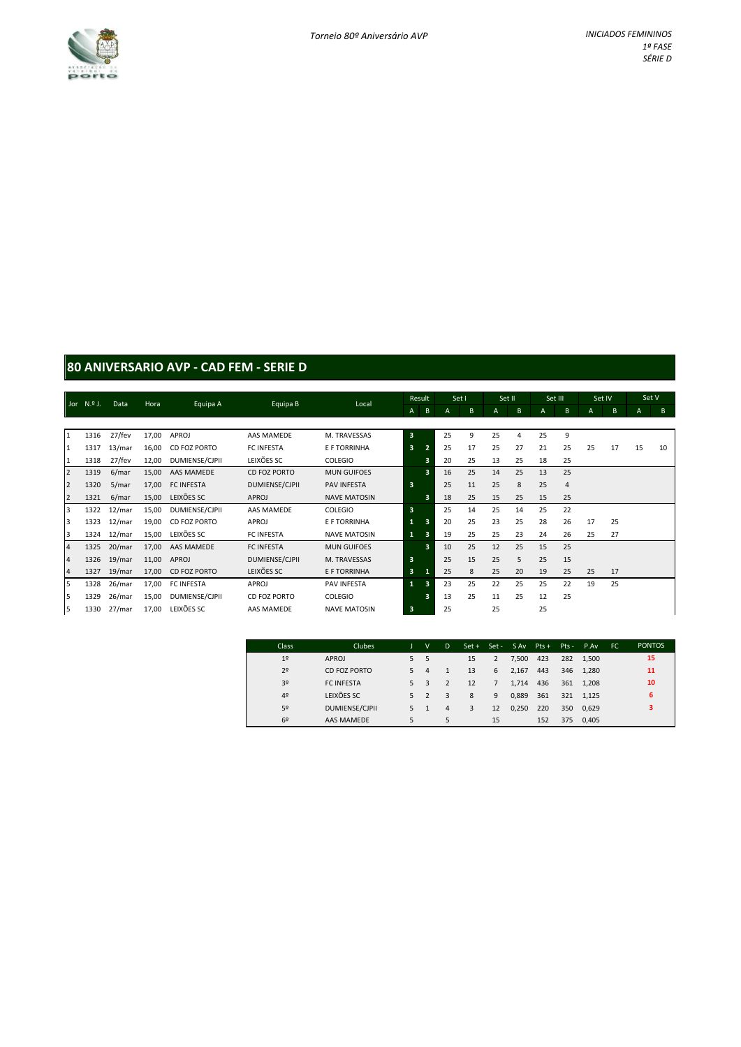Torneio 80º Aniversário AVP

INICIADOS FEMININOS
1ª FASE
SÉRIE D

## 80 ANIVERSARIO AVP - CAD FEM - SERIE D

| Jor | N.º J. | Data | Hora | Equipa A | Equipa B | Local | Result A | Result B | Set I A | Set I B | Set II A | Set II B | Set III A | Set III B | Set IV A | Set IV B | Set V A | Set V B |
|---|---|---|---|---|---|---|---|---|---|---|---|---|---|---|---|---|---|---|
| 1 | 1316 | 27/fev | 17,00 | APROJ | AAS MAMEDE | M. TRAVESSAS | 3 | | 25 | 9 | 25 | 4 | 25 | 9 | | | | |
| 1 | 1317 | 13/mar | 16,00 | CD FOZ PORTO | FC INFESTA | E F TORRINHA | 3 | 2 | 25 | 17 | 25 | 27 | 21 | 25 | 25 | 17 | 15 | 10 |
| 1 | 1318 | 27/fev | 12,00 | DUMIENSE/CJPII | LEIXÕES SC | COLEGIO | | 3 | 20 | 25 | 13 | 25 | 18 | 25 | | | | |
| 2 | 1319 | 6/mar | 15,00 | AAS MAMEDE | CD FOZ PORTO | MUN GUIFOES | | 3 | 16 | 25 | 14 | 25 | 13 | 25 | | | | |
| 2 | 1320 | 5/mar | 17,00 | FC INFESTA | DUMIENSE/CJPII | PAV INFESTA | 3 | | 25 | 11 | 25 | 8 | 25 | 4 | | | | |
| 2 | 1321 | 6/mar | 15,00 | LEIXÕES SC | APROJ | NAVE MATOSIN | | 3 | 18 | 25 | 15 | 25 | 15 | 25 | | | | |
| 3 | 1322 | 12/mar | 15,00 | DUMIENSE/CJPII | AAS MAMEDE | COLEGIO | 3 | | 25 | 14 | 25 | 14 | 25 | 22 | | | | |
| 3 | 1323 | 12/mar | 19,00 | CD FOZ PORTO | APROJ | E F TORRINHA | 1 | 3 | 20 | 25 | 23 | 25 | 28 | 26 | 17 | 25 | | |
| 3 | 1324 | 12/mar | 15,00 | LEIXÕES SC | FC INFESTA | NAVE MATOSIN | 1 | 3 | 19 | 25 | 25 | 23 | 24 | 26 | 25 | 27 | | |
| 4 | 1325 | 20/mar | 17,00 | AAS MAMEDE | FC INFESTA | MUN GUIFOES | | 3 | 10 | 25 | 12 | 25 | 15 | 25 | | | | |
| 4 | 1326 | 19/mar | 11,00 | APROJ | DUMIENSE/CJPII | M. TRAVESSAS | 3 | | 25 | 15 | 25 | 5 | 25 | 15 | | | | |
| 4 | 1327 | 19/mar | 17,00 | CD FOZ PORTO | LEIXÕES SC | E F TORRINHA | 3 | 1 | 25 | 8 | 25 | 20 | 19 | 25 | 25 | 17 | | |
| 5 | 1328 | 26/mar | 17,00 | FC INFESTA | APROJ | PAV INFESTA | 1 | 3 | 23 | 25 | 22 | 25 | 25 | 22 | 19 | 25 | | |
| 5 | 1329 | 26/mar | 15,00 | DUMIENSE/CJPII | CD FOZ PORTO | COLEGIO | | 3 | 13 | 25 | 11 | 25 | 12 | 25 | | | | |
| 5 | 1330 | 27/mar | 17,00 | LEIXÕES SC | AAS MAMEDE | NAVE MATOSIN | 3 | | 25 | | 25 | | 25 | | | | | |

| Class | Clubes | J | V | D | Set + | Set - | S Av | Pts + | Pts - | P.Av | FC | PONTOS |
|---|---|---|---|---|---|---|---|---|---|---|---|---|
| 1º | APROJ | 5 | 5 | | 15 | 2 | 7,500 | 423 | 282 | 1,500 | | 15 |
| 2º | CD FOZ PORTO | 5 | 4 | 1 | 13 | 6 | 2,167 | 443 | 346 | 1,280 | | 11 |
| 3º | FC INFESTA | 5 | 3 | 2 | 12 | 7 | 1,714 | 436 | 361 | 1,208 | | 10 |
| 4º | LEIXÕES SC | 5 | 2 | 3 | 8 | 9 | 0,889 | 361 | 321 | 1,125 | | 6 |
| 5º | DUMIENSE/CJPII | 5 | 1 | 4 | 3 | 12 | 0,250 | 220 | 350 | 0,629 | | 3 |
| 6º | AAS MAMEDE | 5 | | 5 | | 15 | | 152 | 375 | 0,405 | | |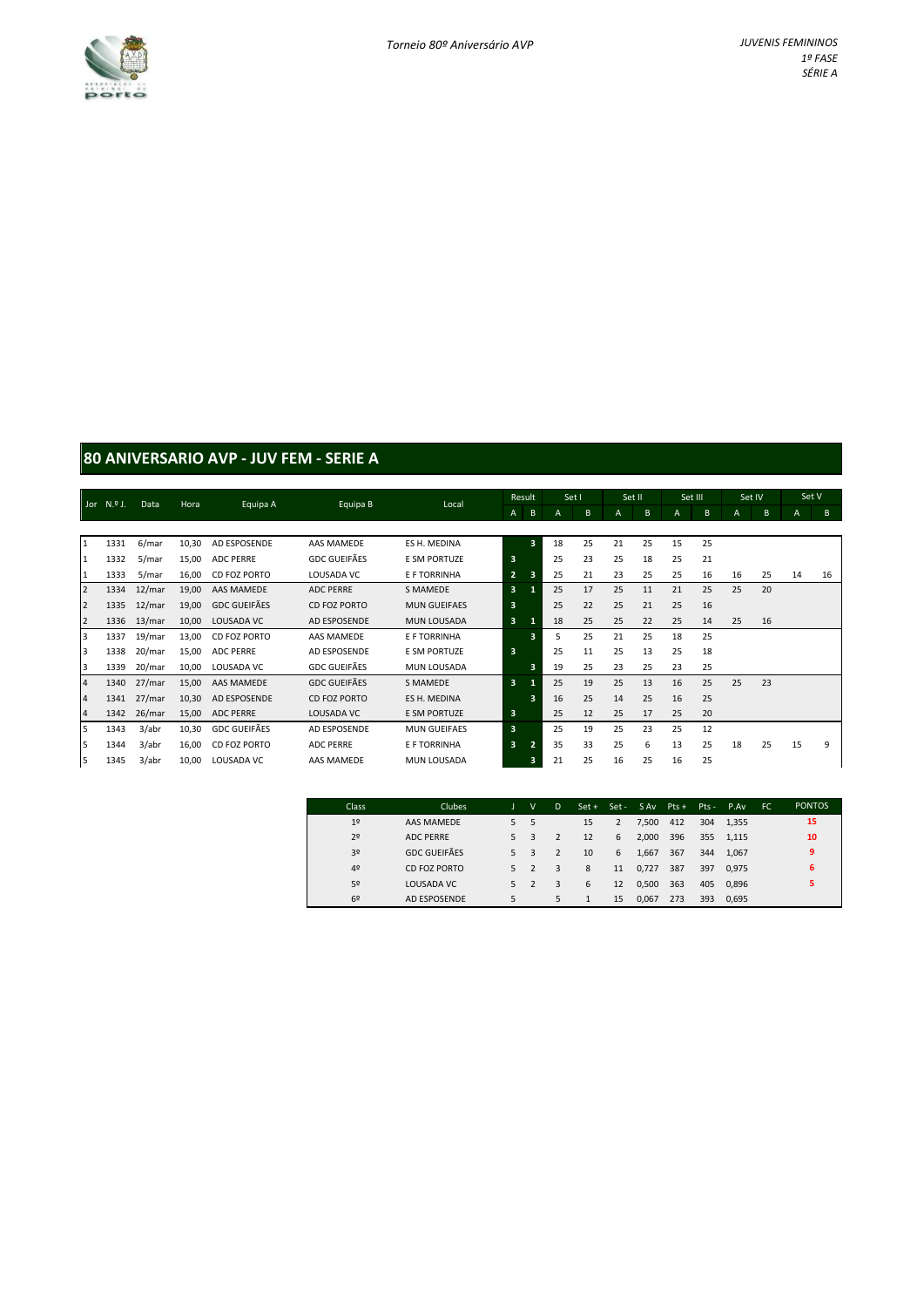*Torneio 80º Aniversário AVP*

*JUVENIS FEMININOS*
*1º FASE*
*SÉRIE A*

## 80 ANIVERSARIO AVP - JUV FEM - SERIE A

| Jor | N.º J. | Data | Hora | Equipa A | Equipa B | Local | Result A | Result B | Set I A | Set I B | Set II A | Set II B | Set III A | Set III B | Set IV A | Set IV B | Set V A | Set V B |
|---|---|---|---|---|---|---|---|---|---|---|---|---|---|---|---|---|---|---|
| 1 | 1331 | 6/mar | 10,30 | AD ESPOSENDE | AAS MAMEDE | ES H. MEDINA | | 3 | 18 | 25 | 21 | 25 | 15 | 25 | | | | |
| 1 | 1332 | 5/mar | 15,00 | ADC PERRE | GDC GUEIFÃES | E SM PORTUZE | 3 | | 25 | 23 | 25 | 18 | 25 | 21 | | | | |
| 1 | 1333 | 5/mar | 16,00 | CD FOZ PORTO | LOUSADA VC | E F TORRINHA | 2 | 3 | 25 | 21 | 23 | 25 | 25 | 16 | 16 | 25 | 14 | 16 |
| 2 | 1334 | 12/mar | 19,00 | AAS MAMEDE | ADC PERRE | S MAMEDE | 3 | 1 | 25 | 17 | 25 | 11 | 21 | 25 | 25 | 20 | | |
| 2 | 1335 | 12/mar | 19,00 | GDC GUEIFÃES | CD FOZ PORTO | MUN GUEIFAES | 3 | | 25 | 22 | 25 | 21 | 25 | 16 | | | | |
| 2 | 1336 | 13/mar | 10,00 | LOUSADA VC | AD ESPOSENDE | MUN LOUSADA | 3 | 1 | 18 | 25 | 25 | 22 | 25 | 14 | 25 | 16 | | |
| 3 | 1337 | 19/mar | 13,00 | CD FOZ PORTO | AAS MAMEDE | E F TORRINHA | | 3 | 5 | 25 | 21 | 25 | 18 | 25 | | | | |
| 3 | 1338 | 20/mar | 15,00 | ADC PERRE | AD ESPOSENDE | E SM PORTUZE | 3 | | 25 | 11 | 25 | 13 | 25 | 18 | | | | |
| 3 | 1339 | 20/mar | 10,00 | LOUSADA VC | GDC GUEIFÃES | MUN LOUSADA | | 3 | 19 | 25 | 23 | 25 | 23 | 25 | | | | |
| 4 | 1340 | 27/mar | 15,00 | AAS MAMEDE | GDC GUEIFÃES | S MAMEDE | 3 | 1 | 25 | 19 | 25 | 13 | 16 | 25 | 25 | 23 | | |
| 4 | 1341 | 27/mar | 10,30 | AD ESPOSENDE | CD FOZ PORTO | ES H. MEDINA | | 3 | 16 | 25 | 14 | 25 | 16 | 25 | | | | |
| 4 | 1342 | 26/mar | 15,00 | ADC PERRE | LOUSADA VC | E SM PORTUZE | 3 | | 25 | 12 | 25 | 17 | 25 | 20 | | | | |
| 5 | 1343 | 3/abr | 10,30 | GDC GUEIFÃES | AD ESPOSENDE | MUN GUEIFAES | 3 | | 25 | 19 | 25 | 23 | 25 | 12 | | | | |
| 5 | 1344 | 3/abr | 16,00 | CD FOZ PORTO | ADC PERRE | E F TORRINHA | 3 | 2 | 35 | 33 | 25 | 6 | 13 | 25 | 18 | 25 | 15 | 9 |
| 5 | 1345 | 3/abr | 10,00 | LOUSADA VC | AAS MAMEDE | MUN LOUSADA | | 3 | 21 | 25 | 16 | 25 | 16 | 25 | | | | |

| Class | Clubes | J | V | D | Set + | Set - | S Av | Pts + | Pts - | P.Av | FC | PONTOS |
|---|---|---|---|---|---|---|---|---|---|---|---|---|
| 1º | AAS MAMEDE | 5 | 5 | | 15 | 2 | 7,500 | 412 | 304 | 1,355 | | 15 |
| 2º | ADC PERRE | 5 | 3 | 2 | 12 | 6 | 2,000 | 396 | 355 | 1,115 | | 10 |
| 3º | GDC GUEIFÃES | 5 | 3 | 2 | 10 | 6 | 1,667 | 367 | 344 | 1,067 | | 9 |
| 4º | CD FOZ PORTO | 5 | 2 | 3 | 8 | 11 | 0,727 | 387 | 397 | 0,975 | | 6 |
| 5º | LOUSADA VC | 5 | 2 | 3 | 6 | 12 | 0,500 | 363 | 405 | 0,896 | | 5 |
| 6º | AD ESPOSENDE | 5 | | 5 | 1 | 15 | 0,067 | 273 | 393 | 0,695 | | |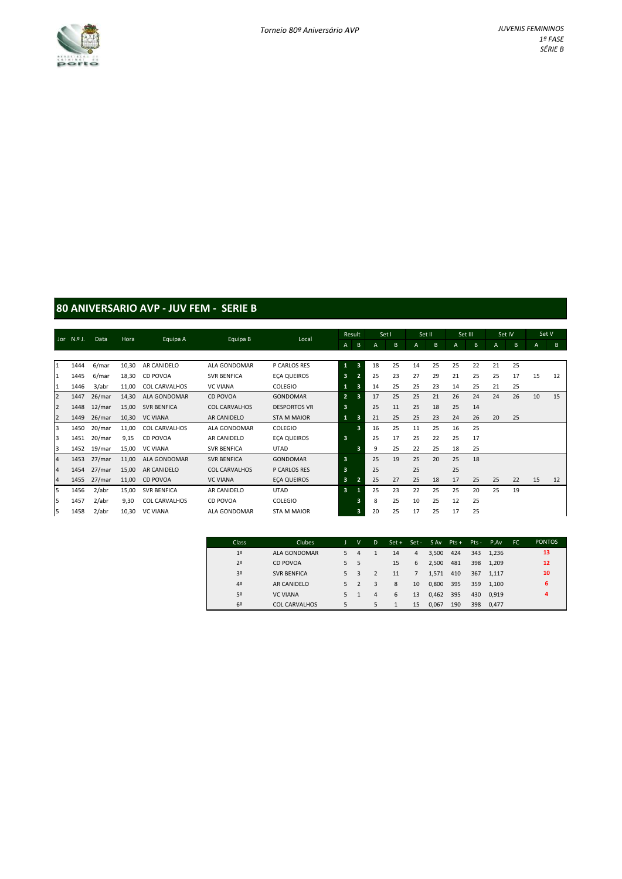Torneio 80º Aniversário AVP

JUVENIS FEMININOS
1ª FASE
SÉRIE B

## 80 ANIVERSARIO AVP - JUV FEM - SERIE B

| Jor | N.º J. | Data | Hora | Equipa A | Equipa B | Local | Result | | Set I | | Set II | | Set III | | Set IV | | Set V | |
|---|---|---|---|---|---|---|---|---|---|---|---|---|---|---|---|---|---|---|
| | | | | | | | A | B | A | B | A | B | A | B | A | B | A | B |
| 1 | 1444 | 6/mar | 10,30 | AR CANIDELO | ALA GONDOMAR | P CARLOS RES | 1 | 3 | 18 | 25 | 14 | 25 | 25 | 22 | 21 | 25 | | |
| 1 | 1445 | 6/mar | 18,30 | CD POVOA | SVR BENFICA | EÇA QUEIROS | 3 | 2 | 25 | 23 | 27 | 29 | 21 | 25 | 25 | 17 | 15 | 12 |
| 1 | 1446 | 3/abr | 11,00 | COL CARVALHOS | VC VIANA | COLEGIO | 1 | 3 | 14 | 25 | 25 | 23 | 14 | 25 | 21 | 25 | | |
| 2 | 1447 | 26/mar | 14,30 | ALA GONDOMAR | CD POVOA | GONDOMAR | 2 | 3 | 17 | 25 | 25 | 21 | 26 | 24 | 24 | 26 | 10 | 15 |
| 2 | 1448 | 12/mar | 15,00 | SVR BENFICA | COL CARVALHOS | DESPORTOS VR | 3 | | 25 | 11 | 25 | 18 | 25 | 14 | | | | |
| 2 | 1449 | 26/mar | 10,30 | VC VIANA | AR CANIDELO | STA M MAIOR | 1 | 3 | 21 | 25 | 25 | 23 | 24 | 26 | 20 | 25 | | |
| 3 | 1450 | 20/mar | 11,00 | COL CARVALHOS | ALA GONDOMAR | COLEGIO | | 3 | 16 | 25 | 11 | 25 | 16 | 25 | | | | |
| 3 | 1451 | 20/mar | 9,15 | CD POVOA | AR CANIDELO | EÇA QUEIROS | 3 | | 25 | 17 | 25 | 22 | 25 | 17 | | | | |
| 3 | 1452 | 19/mar | 15,00 | VC VIANA | SVR BENFICA | UTAD | | 3 | 9 | 25 | 22 | 25 | 18 | 25 | | | | |
| 4 | 1453 | 27/mar | 11,00 | ALA GONDOMAR | SVR BENFICA | GONDOMAR | 3 | | 25 | 19 | 25 | 20 | 25 | 18 | | | | |
| 4 | 1454 | 27/mar | 15,00 | AR CANIDELO | COL CARVALHOS | P CARLOS RES | 3 | | 25 | | 25 | | 25 | | | | | |
| 4 | 1455 | 27/mar | 11,00 | CD POVOA | VC VIANA | EÇA QUEIROS | 3 | 2 | 25 | 27 | 25 | 18 | 17 | 25 | 25 | 22 | 15 | 12 |
| 5 | 1456 | 2/abr | 15,00 | SVR BENFICA | AR CANIDELO | UTAD | 3 | 1 | 25 | 23 | 22 | 25 | 25 | 20 | 25 | 19 | | |
| 5 | 1457 | 2/abr | 9,30 | COL CARVALHOS | CD POVOA | COLEGIO | | 3 | 8 | 25 | 10 | 25 | 12 | 25 | | | | |
| 5 | 1458 | 2/abr | 10,30 | VC VIANA | ALA GONDOMAR | STA M MAIOR | | 3 | 20 | 25 | 17 | 25 | 17 | 25 | | | | |

| Class | Clubes | J | V | D | Set + | Set - | S Av | Pts + | Pts - | P.Av | FC | PONTOS |
|---|---|---|---|---|---|---|---|---|---|---|---|---|
| 1º | ALA GONDOMAR | 5 | 4 | 1 | 14 | 4 | 3,500 | 424 | 343 | 1,236 | | 13 |
| 2º | CD POVOA | 5 | 5 | | 15 | 6 | 2,500 | 481 | 398 | 1,209 | | 12 |
| 3º | SVR BENFICA | 5 | 3 | 2 | 11 | 7 | 1,571 | 410 | 367 | 1,117 | | 10 |
| 4º | AR CANIDELO | 5 | 2 | 3 | 8 | 10 | 0,800 | 395 | 359 | 1,100 | | 6 |
| 5º | VC VIANA | 5 | 1 | 4 | 6 | 13 | 0,462 | 395 | 430 | 0,919 | | 4 |
| 6º | COL CARVALHOS | 5 | | 5 | 1 | 15 | 0,067 | 190 | 398 | 0,477 | | |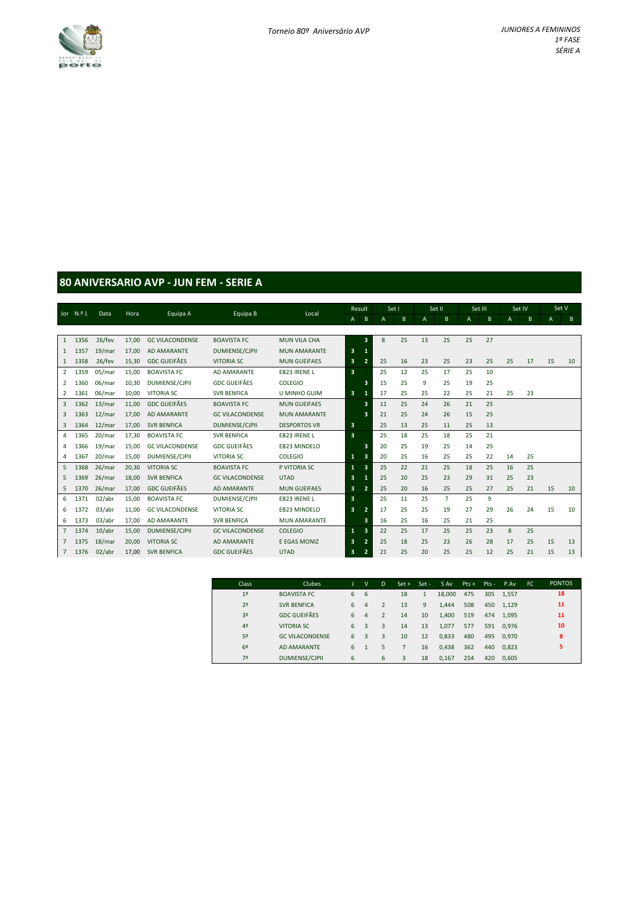Torneio 80º Aniversário AVP

JUNIORES A FEMININOS
1º FASE
SÉRIE A

## 80 ANIVERSARIO AVP - JUN FEM - SERIE A

| Jor | N.º J. | Data | Hora | Equipa A | Equipa B | Local | Result A | Result B | Set I A | Set I B | Set II A | Set II B | Set III A | Set III B | Set IV A | Set IV B | Set V A | Set V B |
|---|---|---|---|---|---|---|---|---|---|---|---|---|---|---|---|---|---|---|
| 1 | 1356 | 26/fev | 17,00 | GC VILACONDENSE | BOAVISTA FC | MUN VILA CHA | | 3 | 8 | 25 | 13 | 25 | 25 | 27 | | | | |
| 1 | 1357 | 19/mar | 17,00 | AD AMARANTE | DUMIENSE/CJPII | MUN AMARANTE | 3 | 1 | | | | | | | | | | |
| 1 | 1358 | 26/fev | 15,30 | GDC GUEIFÃES | VITORIA SC | MUN GUEIFAES | 3 | 2 | 25 | 16 | 23 | 25 | 23 | 25 | 25 | 17 | 15 | 10 |
| 2 | 1359 | 05/mar | 15,00 | BOAVISTA FC | AD AMARANTE | EB23 IRENE L | 3 | | 25 | 12 | 25 | 17 | 25 | 10 | | | | |
| 2 | 1360 | 06/mar | 10,30 | DUMIENSE/CJPII | GDC GUEIFÃES | COLEGIO | | 3 | 15 | 25 | 9 | 25 | 19 | 25 | | | | |
| 2 | 1361 | 06/mar | 10,00 | VITORIA SC | SVR BENFICA | U MINHO GUIM | 3 | 1 | 17 | 25 | 25 | 22 | 25 | 21 | 25 | 23 | | |
| 3 | 1362 | 13/mar | 11,00 | GDC GUEIFÃES | BOAVISTA FC | MUN GUEIFAES | | 3 | 11 | 25 | 24 | 26 | 21 | 25 | | | | |
| 3 | 1363 | 12/mar | 17,00 | AD AMARANTE | GC VILACONDENSE | MUN AMARANTE | | 3 | 21 | 25 | 24 | 26 | 15 | 25 | | | | |
| 3 | 1364 | 12/mar | 17,00 | SVR BENFICA | DUMIENSE/CJPII | DESPORTOS VR | 3 | | 25 | 13 | 25 | 11 | 25 | 13 | | | | |
| 4 | 1365 | 20/mar | 17,30 | BOAVISTA FC | SVR BENFICA | EB23 IRENE L | 3 | | 25 | 18 | 25 | 18 | 25 | 21 | | | | |
| 4 | 1366 | 19/mar | 15,00 | GC VILACONDENSE | GDC GUEIFÃES | EB23 MINDELO | | 3 | 20 | 25 | 19 | 25 | 14 | 25 | | | | |
| 4 | 1367 | 20/mar | 15,00 | DUMIENSE/CJPII | VITORIA SC | COLEGIO | 1 | 3 | 20 | 25 | 16 | 25 | 25 | 22 | 14 | 25 | | |
| 5 | 1368 | 26/mar | 20,30 | VITORIA SC | BOAVISTA FC | P VITORIA SC | 1 | 3 | 25 | 22 | 21 | 25 | 18 | 25 | 16 | 25 | | |
| 5 | 1369 | 26/mar | 18,00 | SVR BENFICA | GC VILACONDENSE | UTAD | 3 | 1 | 25 | 20 | 25 | 23 | 29 | 31 | 25 | 23 | | |
| 5 | 1370 | 26/mar | 17,00 | GDC GUEIFÃES | AD AMARANTE | MUN GUEIFAES | 3 | 2 | 25 | 20 | 16 | 25 | 25 | 27 | 25 | 21 | 15 | 10 |
| 6 | 1371 | 02/abr | 15,00 | BOAVISTA FC | DUMIENSE/CJPII | EB23 IRENE L | 3 | | 25 | 11 | 25 | 7 | 25 | 9 | | | | |
| 6 | 1372 | 03/abr | 11,00 | GC VILACONDENSE | VITORIA SC | EB23 MINDELO | 3 | 2 | 17 | 25 | 25 | 19 | 27 | 29 | 26 | 24 | 15 | 10 |
| 6 | 1373 | 03/abr | 17,00 | AD AMARANTE | SVR BENFICA | MUN AMARANTE | | 3 | 16 | 25 | 16 | 25 | 21 | 25 | | | | |
| 7 | 1374 | 10/abr | 15,00 | DUMIENSE/CJPII | GC VILACONDENSE | COLEGIO | 1 | 3 | 22 | 25 | 17 | 25 | 25 | 23 | 8 | 25 | | |
| 7 | 1375 | 18/mar | 20,00 | VITORIA SC | AD AMARANTE | E EGAS MONIZ | 3 | 2 | 25 | 18 | 25 | 23 | 26 | 28 | 17 | 25 | 15 | 13 |
| 7 | 1376 | 02/abr | 17,00 | SVR BENFICA | GDC GUEIFÃES | UTAD | 3 | 2 | 21 | 25 | 20 | 25 | 25 | 12 | 25 | 21 | 15 | 13 |

| Class | Clubes | J | V | D | Set + | Set - | S Av | Pts + | Pts - | P.Av | FC | PONTOS |
|---|---|---|---|---|---|---|---|---|---|---|---|---|
| 1º | BOAVISTA FC | 6 | 6 | | 18 | 1 | 18,000 | 475 | 305 | 1,557 | | 18 |
| 2º | SVR BENFICA | 6 | 4 | 2 | 13 | 9 | 1,444 | 508 | 450 | 1,129 | | 11 |
| 3º | GDC GUEIFÃES | 6 | 4 | 2 | 14 | 10 | 1,400 | 519 | 474 | 1,095 | | 11 |
| 4º | VITORIA SC | 6 | 3 | 3 | 14 | 13 | 1,077 | 577 | 591 | 0,976 | | 10 |
| 5º | GC VILACONDENSE | 6 | 3 | 3 | 10 | 12 | 0,833 | 480 | 495 | 0,970 | | 8 |
| 6º | AD AMARANTE | 6 | 1 | 5 | 7 | 16 | 0,438 | 362 | 440 | 0,823 | | 5 |
| 7º | DUMIENSE/CJPII | 6 | | 6 | 3 | 18 | 0,167 | 254 | 420 | 0,605 | | |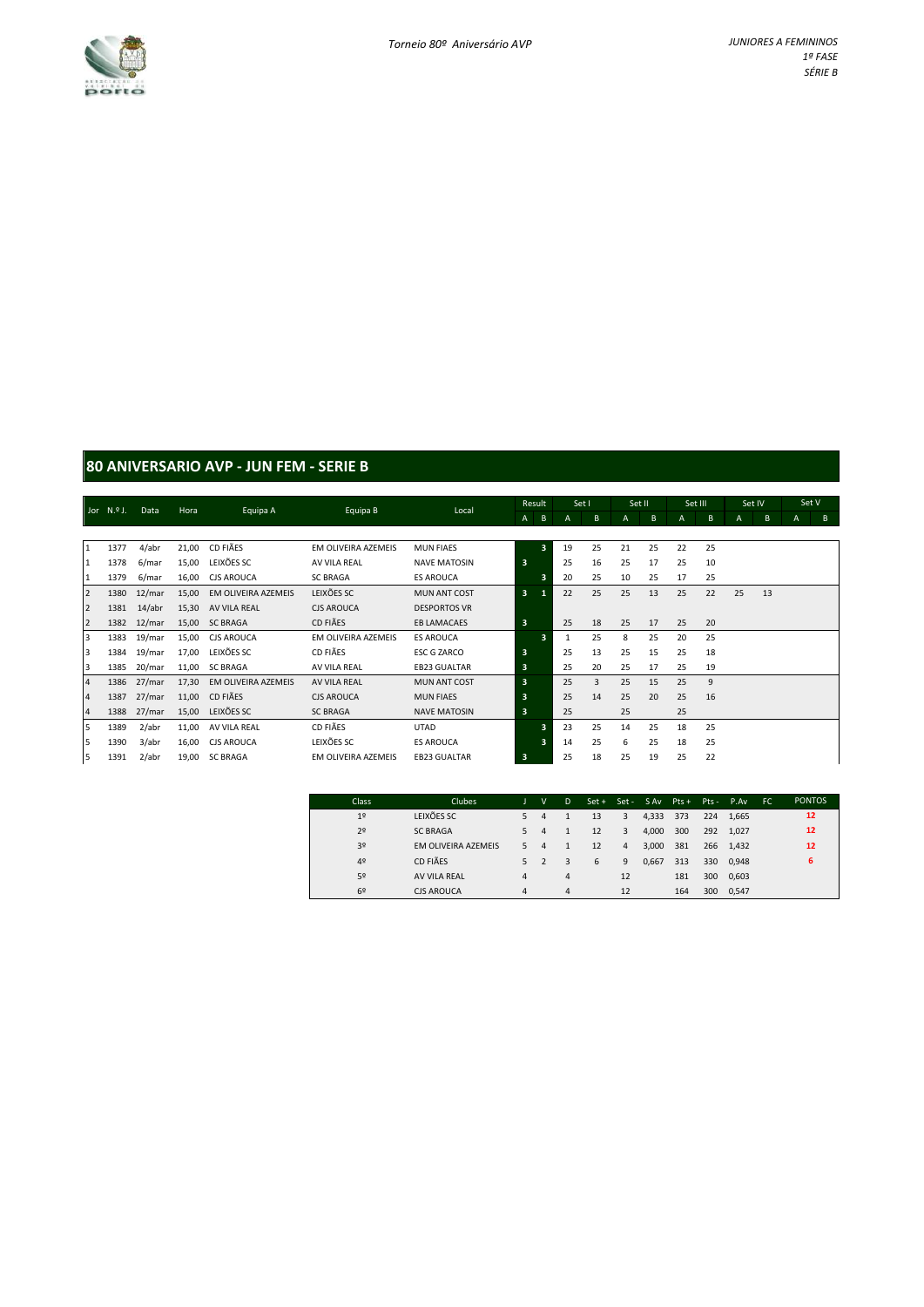*Torneio 80º Aniversário AVP*

*JUNIORES A FEMININOS*
*1ª FASE*
*SÉRIE B*

## 80 ANIVERSARIO AVP - JUN FEM - SERIE B

| Jor | N.º J. | Data | Hora | Equipa A | Equipa B | Local | Result | | Set I | | Set II | | Set III | | Set IV | | Set V | |
|---|---|---|---|---|---|---|---|---|---|---|---|---|---|---|---|---|---|---|
| | | | | | | | A | B | A | B | A | B | A | B | A | B | A | B |
| 1 | 1377 | 4/abr | 21,00 | CD FIÃES | EM OLIVEIRA AZEMEIS | MUN FIAES | | 3 | 19 | 25 | 21 | 25 | 22 | 25 | | | | |
| 1 | 1378 | 6/mar | 15,00 | LEIXÕES SC | AV VILA REAL | NAVE MATOSIN | 3 | | 25 | 16 | 25 | 17 | 25 | 10 | | | | |
| 1 | 1379 | 6/mar | 16,00 | CJS AROUCA | SC BRAGA | ES AROUCA | | 3 | 20 | 25 | 10 | 25 | 17 | 25 | | | | |
| 2 | 1380 | 12/mar | 15,00 | EM OLIVEIRA AZEMEIS | LEIXÕES SC | MUN ANT COST | 3 | 1 | 22 | 25 | 25 | 13 | 25 | 22 | 25 | 13 | | |
| 2 | 1381 | 14/abr | 15,30 | AV VILA REAL | CJS AROUCA | DESPORTOS VR | | | | | | | | | | | | |
| 2 | 1382 | 12/mar | 15,00 | SC BRAGA | CD FIÃES | EB LAMACAES | 3 | | 25 | 18 | 25 | 17 | 25 | 20 | | | | |
| 3 | 1383 | 19/mar | 15,00 | CJS AROUCA | EM OLIVEIRA AZEMEIS | ES AROUCA | | 3 | 1 | 25 | 8 | 25 | 20 | 25 | | | | |
| 3 | 1384 | 19/mar | 17,00 | LEIXÕES SC | CD FIÃES | ESC G ZARCO | 3 | | 25 | 13 | 25 | 15 | 25 | 18 | | | | |
| 3 | 1385 | 20/mar | 11,00 | SC BRAGA | AV VILA REAL | EB23 GUALTAR | 3 | | 25 | 20 | 25 | 17 | 25 | 19 | | | | |
| 4 | 1386 | 27/mar | 17,30 | EM OLIVEIRA AZEMEIS | AV VILA REAL | MUN ANT COST | 3 | | 25 | 3 | 25 | 15 | 25 | 9 | | | | |
| 4 | 1387 | 27/mar | 11,00 | CD FIÃES | CJS AROUCA | MUN FIAES | 3 | | 25 | 14 | 25 | 20 | 25 | 16 | | | | |
| 4 | 1388 | 27/mar | 15,00 | LEIXÕES SC | SC BRAGA | NAVE MATOSIN | 3 | | 25 | | 25 | | 25 | | | | | |
| 5 | 1389 | 2/abr | 11,00 | AV VILA REAL | CD FIÃES | UTAD | | 3 | 23 | 25 | 14 | 25 | 18 | 25 | | | | |
| 5 | 1390 | 3/abr | 16,00 | CJS AROUCA | LEIXÕES SC | ES AROUCA | | 3 | 14 | 25 | 6 | 25 | 18 | 25 | | | | |
| 5 | 1391 | 2/abr | 19,00 | SC BRAGA | EM OLIVEIRA AZEMEIS | EB23 GUALTAR | 3 | | 25 | 18 | 25 | 19 | 25 | 22 | | | | |

| Class | Clubes | J | V | D | Set + | Set - | S Av | Pts + | Pts - | P.Av | FC | PONTOS |
|---|---|---|---|---|---|---|---|---|---|---|---|---|
| 1º | LEIXÕES SC | 5 | 4 | 1 | 13 | 3 | 4,333 | 373 | 224 | 1,665 | | 12 |
| 2º | SC BRAGA | 5 | 4 | 1 | 12 | 3 | 4,000 | 300 | 292 | 1,027 | | 12 |
| 3º | EM OLIVEIRA AZEMEIS | 5 | 4 | 1 | 12 | 4 | 3,000 | 381 | 266 | 1,432 | | 12 |
| 4º | CD FIÃES | 5 | 2 | 3 | 6 | 9 | 0,667 | 313 | 330 | 0,948 | | 6 |
| 5º | AV VILA REAL | 4 | | 4 | | 12 | | 181 | 300 | 0,603 | | |
| 6º | CJS AROUCA | 4 | | 4 | | 12 | | 164 | 300 | 0,547 | | |